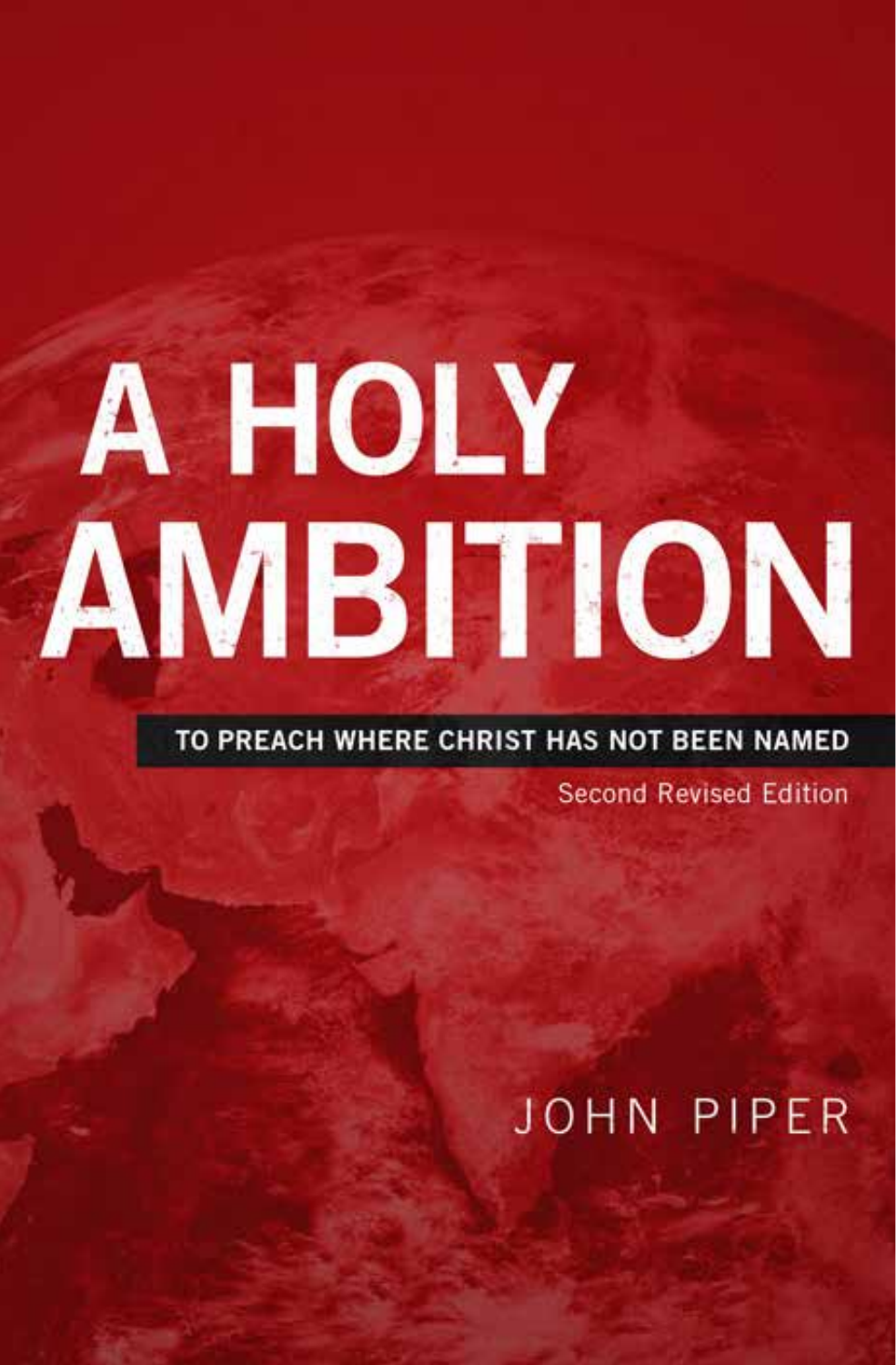# A HOLY AMBITION

**TO PREACH WHERE CHRIST HAS NOT BEEN NAMED**

Second Revised Edition

JOHN PIPER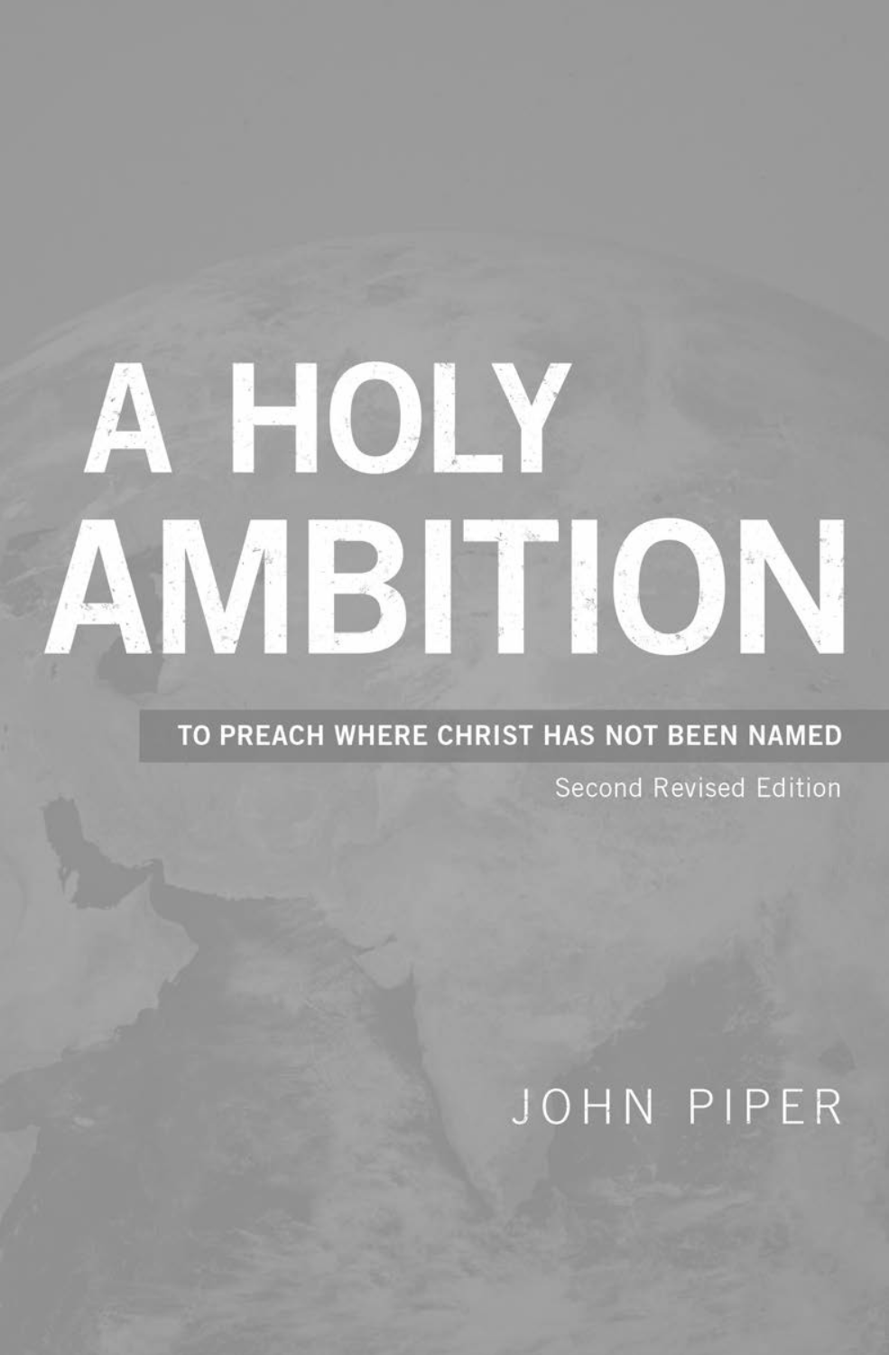# A HOLY AMBITION

**TO PREACH WHERE CHRIST HAS NOT BEEN NAMED**

Second Revised Edition

JOHN PIPER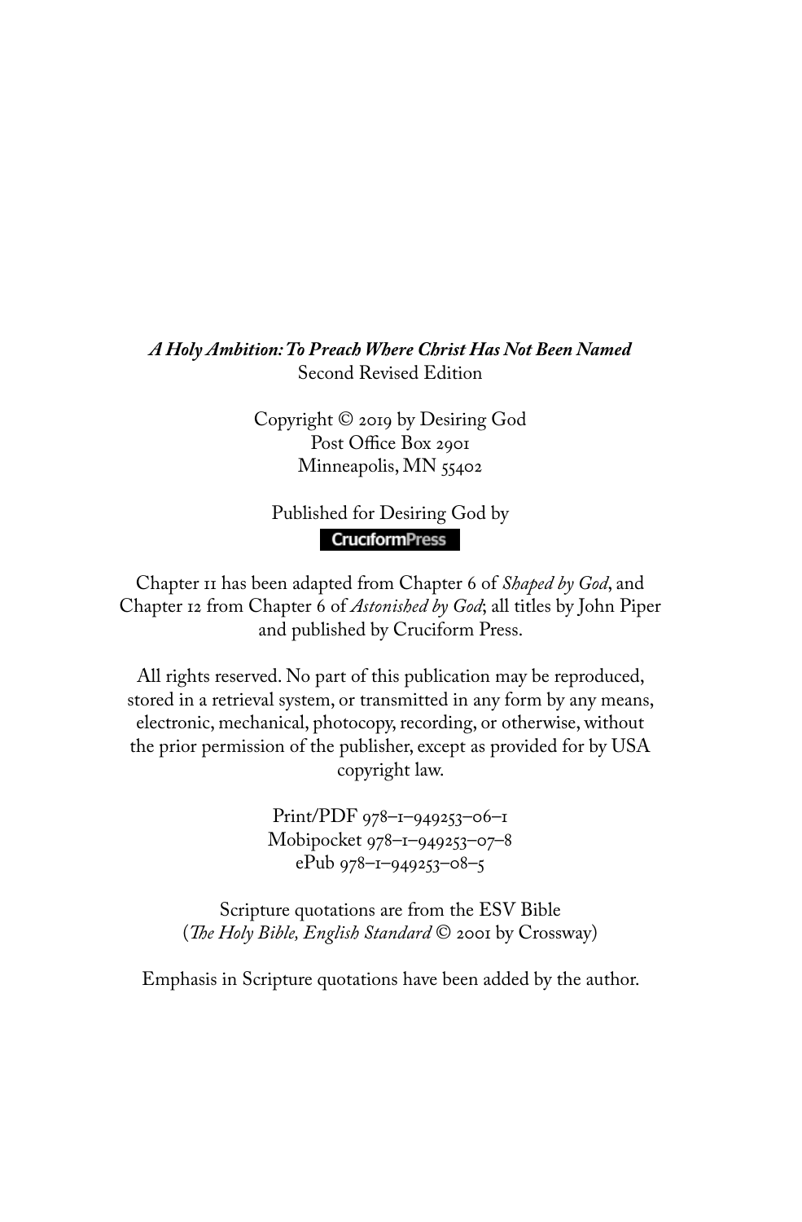***A Holy Ambition: To Preach Where Christ Has Not Been Named***
Second Revised Edition

Copyright © 2019 by Desiring God
Post Office Box 2901
Minneapolis, MN 55402

Published for Desiring God by
CruciformPress

Chapter 11 has been adapted from Chapter 6 of *Shaped by God*, and Chapter 12 from Chapter 6 of *Astonished by God*; all titles by John Piper and published by Cruciform Press.

All rights reserved. No part of this publication may be reproduced, stored in a retrieval system, or transmitted in any form by any means, electronic, mechanical, photocopy, recording, or otherwise, without the prior permission of the publisher, except as provided for by USA copyright law.

Print/PDF 978–1–949253–06–1
Mobipocket 978–1–949253–07–8
ePub 978–1–949253–08–5

Scripture quotations are from the ESV Bible
(*The Holy Bible, English Standard* © 2001 by Crossway)

Emphasis in Scripture quotations have been added by the author.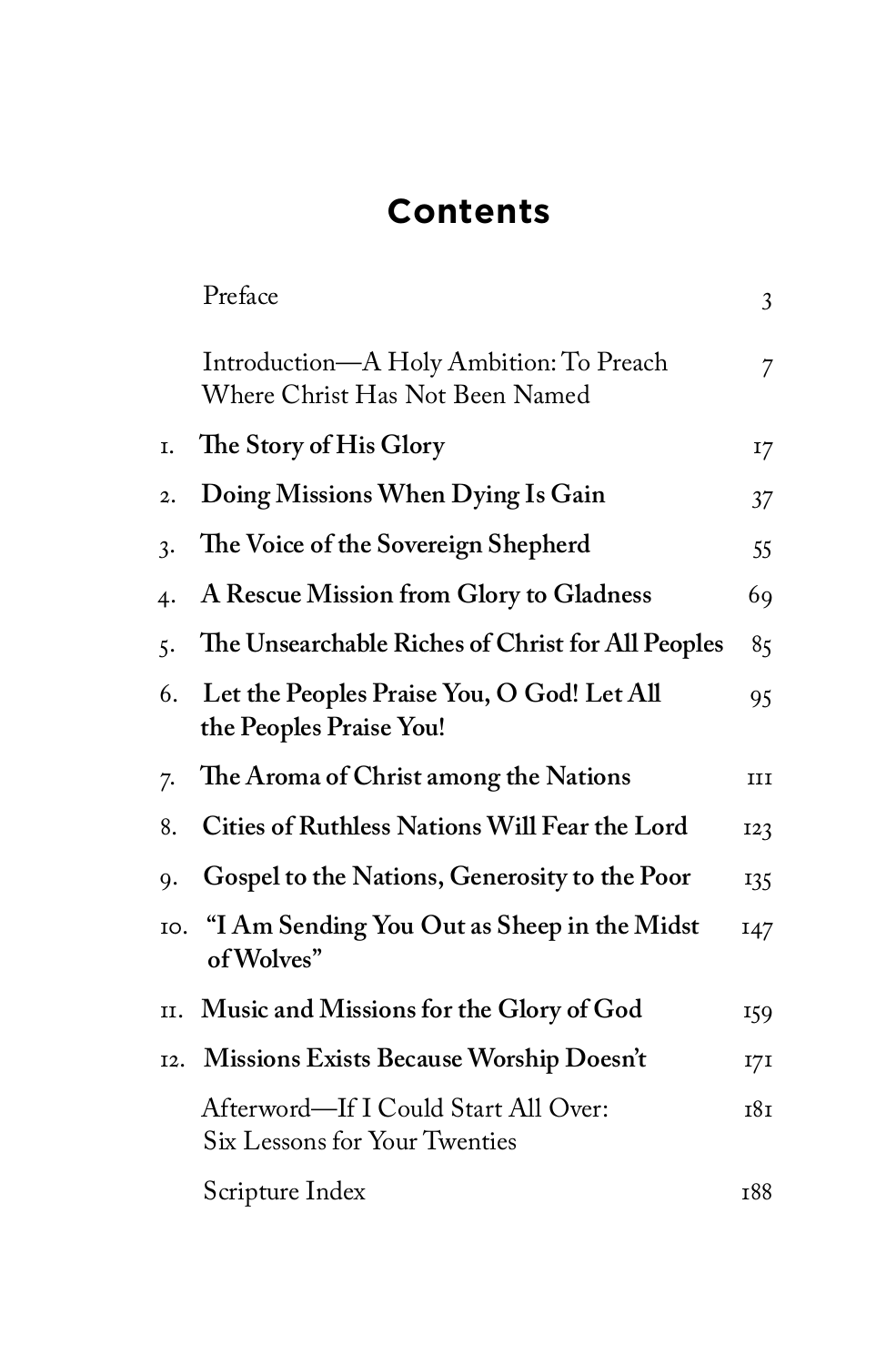# Contents

| | | |
|---|---|---|
| | Preface | 3 |
| | Introduction—A Holy Ambition: To Preach Where Christ Has Not Been Named | 7 |
| 1. | **The Story of His Glory** | 17 |
| 2. | **Doing Missions When Dying Is Gain** | 37 |
| 3. | **The Voice of the Sovereign Shepherd** | 55 |
| 4. | **A Rescue Mission from Glory to Gladness** | 69 |
| 5. | **The Unsearchable Riches of Christ for All Peoples** | 85 |
| 6. | **Let the Peoples Praise You, O God! Let All the Peoples Praise You!** | 95 |
| 7. | **The Aroma of Christ among the Nations** | 111 |
| 8. | **Cities of Ruthless Nations Will Fear the Lord** | 123 |
| 9. | **Gospel to the Nations, Generosity to the Poor** | 135 |
| 10. | **"I Am Sending You Out as Sheep in the Midst of Wolves"** | 147 |
| 11. | **Music and Missions for the Glory of God** | 159 |
| 12. | **Missions Exists Because Worship Doesn't** | 171 |
| | Afterword—If I Could Start All Over: Six Lessons for Your Twenties | 181 |
| | Scripture Index | 188 |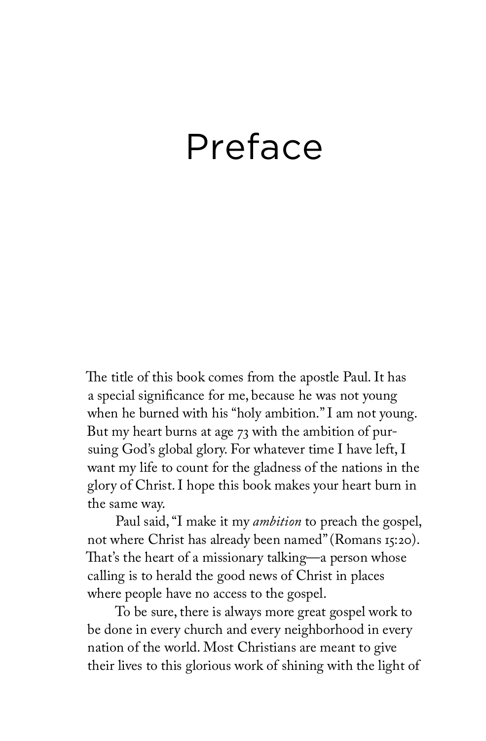# Preface

The title of this book comes from the apostle Paul. It has a special significance for me, because he was not young when he burned with his "holy ambition." I am not young. But my heart burns at age 73 with the ambition of pursuing God's global glory. For whatever time I have left, I want my life to count for the gladness of the nations in the glory of Christ. I hope this book makes your heart burn in the same way.

Paul said, "I make it my *ambition* to preach the gospel, not where Christ has already been named" (Romans 15:20). That's the heart of a missionary talking—a person whose calling is to herald the good news of Christ in places where people have no access to the gospel.

To be sure, there is always more great gospel work to be done in every church and every neighborhood in every nation of the world. Most Christians are meant to give their lives to this glorious work of shining with the light of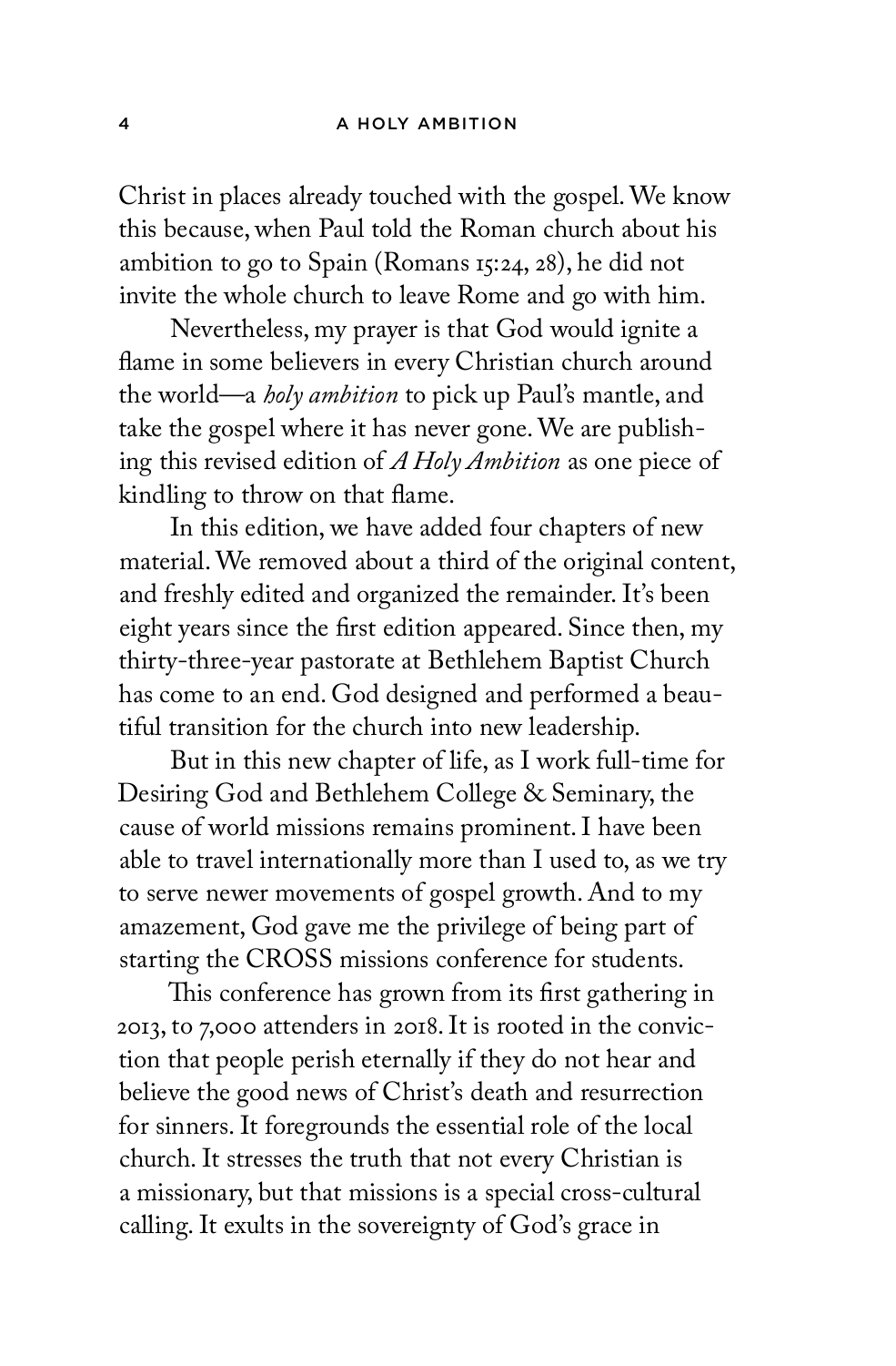Christ in places already touched with the gospel. We know this because, when Paul told the Roman church about his ambition to go to Spain (Romans 15:24, 28), he did not invite the whole church to leave Rome and go with him.

Nevertheless, my prayer is that God would ignite a flame in some believers in every Christian church around the world—a *holy ambition* to pick up Paul's mantle, and take the gospel where it has never gone. We are publishing this revised edition of *A Holy Ambition* as one piece of kindling to throw on that flame.

In this edition, we have added four chapters of new material. We removed about a third of the original content, and freshly edited and organized the remainder. It's been eight years since the first edition appeared. Since then, my thirty-three-year pastorate at Bethlehem Baptist Church has come to an end. God designed and performed a beautiful transition for the church into new leadership.

But in this new chapter of life, as I work full-time for Desiring God and Bethlehem College & Seminary, the cause of world missions remains prominent. I have been able to travel internationally more than I used to, as we try to serve newer movements of gospel growth. And to my amazement, God gave me the privilege of being part of starting the CROSS missions conference for students.

This conference has grown from its first gathering in 2013, to 7,000 attenders in 2018. It is rooted in the conviction that people perish eternally if they do not hear and believe the good news of Christ's death and resurrection for sinners. It foregrounds the essential role of the local church. It stresses the truth that not every Christian is a missionary, but that missions is a special cross-cultural calling. It exults in the sovereignty of God's grace in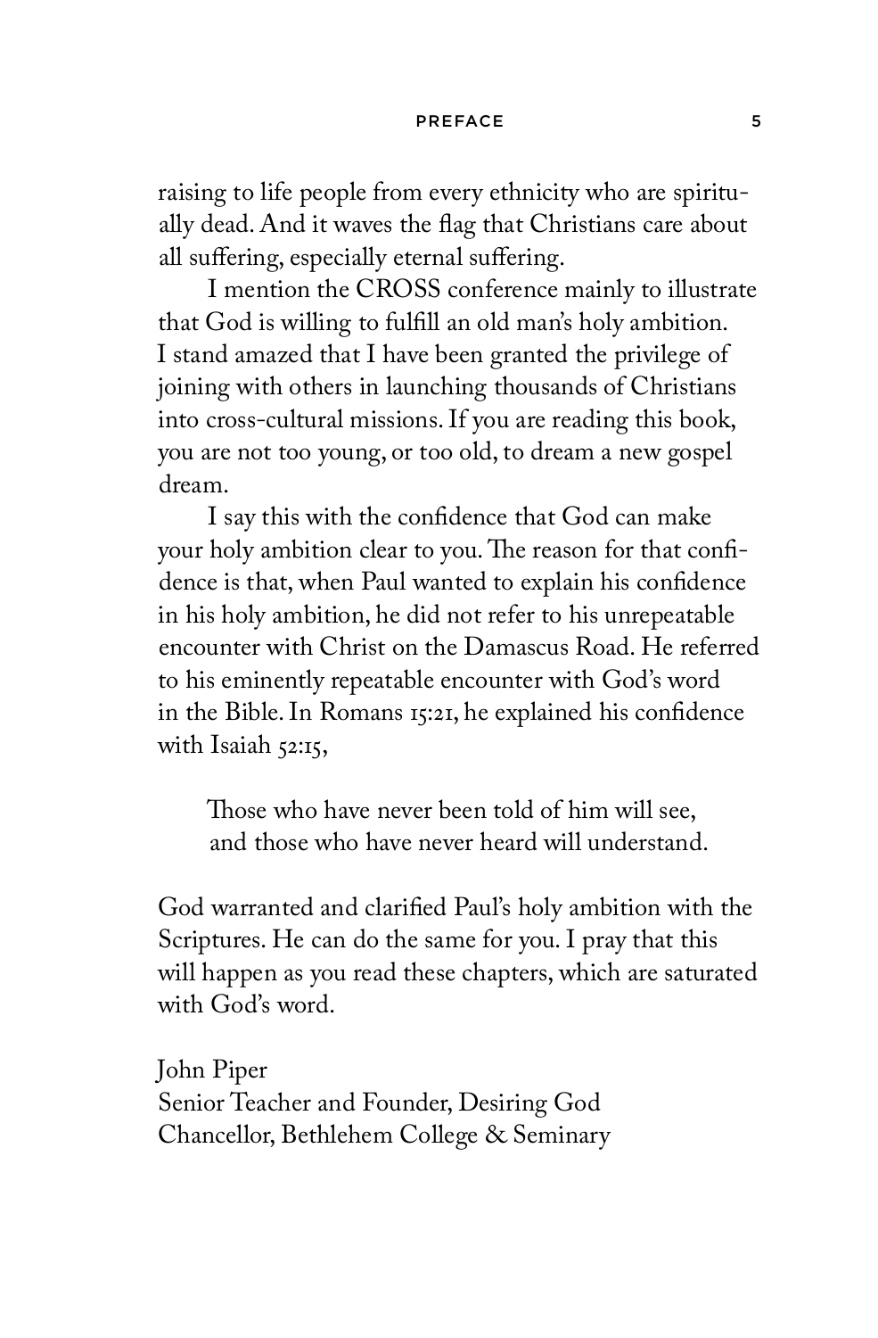raising to life people from every ethnicity who are spiritually dead. And it waves the flag that Christians care about all suffering, especially eternal suffering.

I mention the CROSS conference mainly to illustrate that God is willing to fulfill an old man's holy ambition. I stand amazed that I have been granted the privilege of joining with others in launching thousands of Christians into cross-cultural missions. If you are reading this book, you are not too young, or too old, to dream a new gospel dream.

I say this with the confidence that God can make your holy ambition clear to you. The reason for that confidence is that, when Paul wanted to explain his confidence in his holy ambition, he did not refer to his unrepeatable encounter with Christ on the Damascus Road. He referred to his eminently repeatable encounter with God's word in the Bible. In Romans 15:21, he explained his confidence with Isaiah 52:15,

> Those who have never been told of him will see,
> and those who have never heard will understand.

God warranted and clarified Paul's holy ambition with the Scriptures. He can do the same for you. I pray that this will happen as you read these chapters, which are saturated with God's word.

John Piper
Senior Teacher and Founder, Desiring God
Chancellor, Bethlehem College & Seminary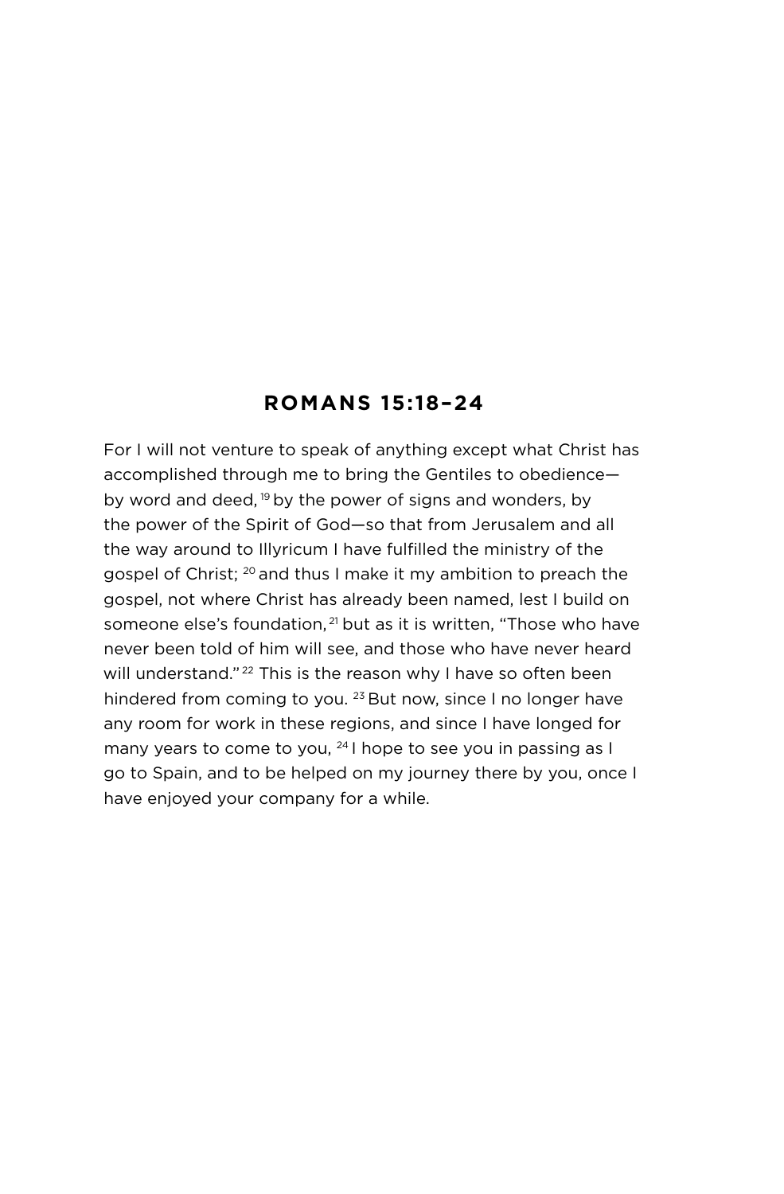## ROMANS 15:18–24

For I will not venture to speak of anything except what Christ has accomplished through me to bring the Gentiles to obedience—by word and deed, [19] by the power of signs and wonders, by the power of the Spirit of God—so that from Jerusalem and all the way around to Illyricum I have fulfilled the ministry of the gospel of Christ; [20] and thus I make it my ambition to preach the gospel, not where Christ has already been named, lest I build on someone else's foundation, [21] but as it is written, "Those who have never been told of him will see, and those who have never heard will understand." [22] This is the reason why I have so often been hindered from coming to you. [23] But now, since I no longer have any room for work in these regions, and since I have longed for many years to come to you, [24] I hope to see you in passing as I go to Spain, and to be helped on my journey there by you, once I have enjoyed your company for a while.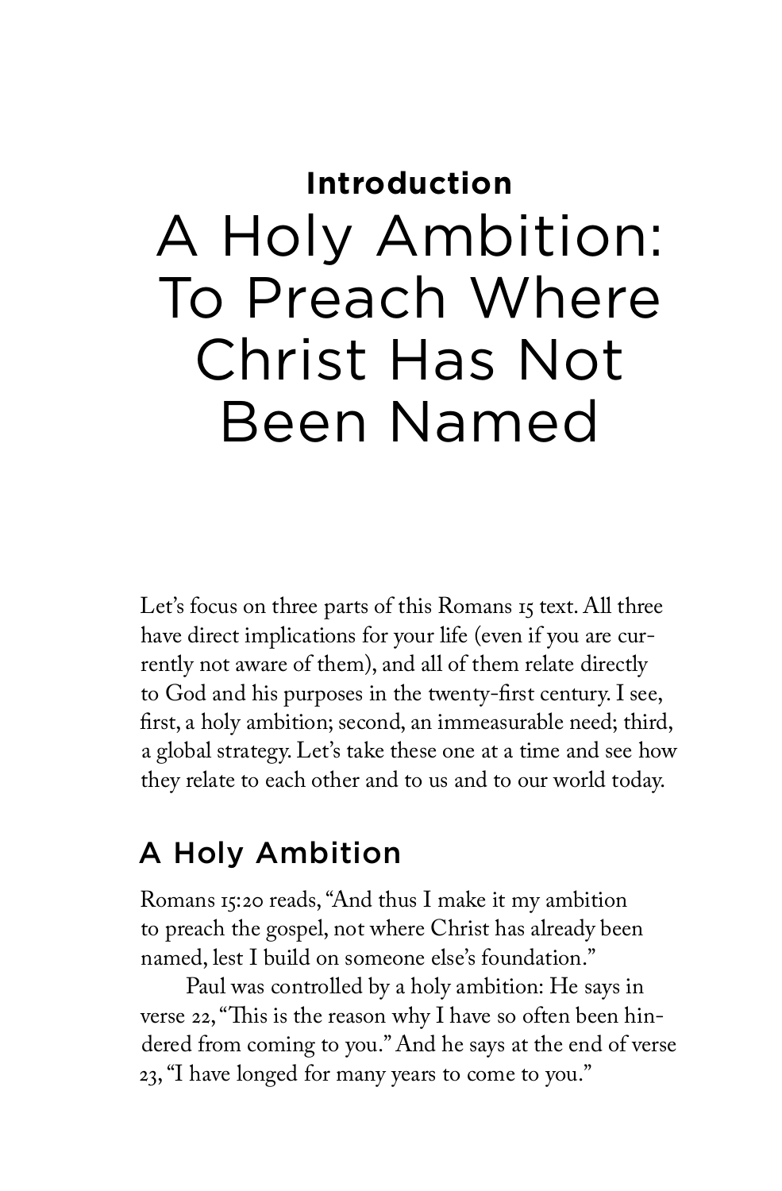**Introduction**

# A Holy Ambition: To Preach Where Christ Has Not Been Named

Let's focus on three parts of this Romans 15 text. All three have direct implications for your life (even if you are currently not aware of them), and all of them relate directly to God and his purposes in the twenty-first century. I see, first, a holy ambition; second, an immeasurable need; third, a global strategy. Let's take these one at a time and see how they relate to each other and to us and to our world today.

## A Holy Ambition

Romans 15:20 reads, "And thus I make it my ambition to preach the gospel, not where Christ has already been named, lest I build on someone else's foundation."

Paul was controlled by a holy ambition: He says in verse 22, "This is the reason why I have so often been hindered from coming to you." And he says at the end of verse 23, "I have longed for many years to come to you."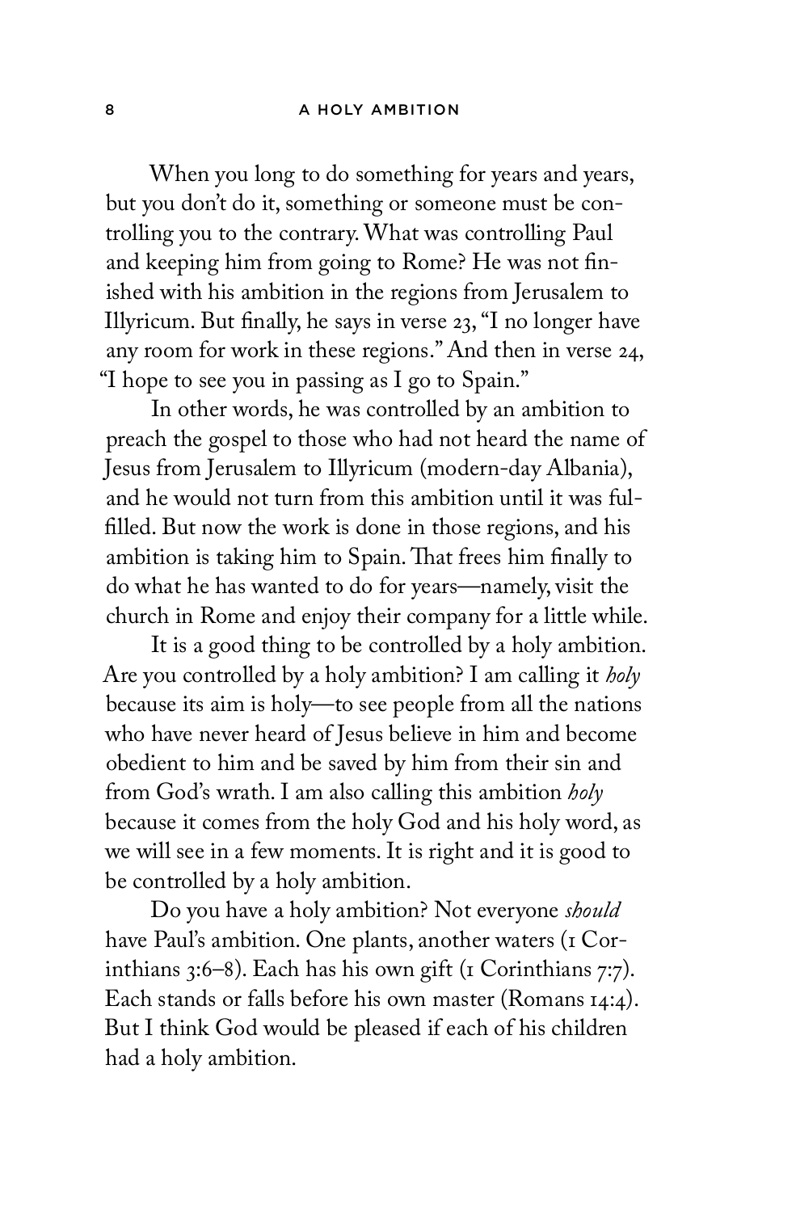When you long to do something for years and years, but you don't do it, something or someone must be controlling you to the contrary. What was controlling Paul and keeping him from going to Rome? He was not finished with his ambition in the regions from Jerusalem to Illyricum. But finally, he says in verse 23, "I no longer have any room for work in these regions." And then in verse 24, "I hope to see you in passing as I go to Spain."

In other words, he was controlled by an ambition to preach the gospel to those who had not heard the name of Jesus from Jerusalem to Illyricum (modern-day Albania), and he would not turn from this ambition until it was fulfilled. But now the work is done in those regions, and his ambition is taking him to Spain. That frees him finally to do what he has wanted to do for years—namely, visit the church in Rome and enjoy their company for a little while.

It is a good thing to be controlled by a holy ambition. Are you controlled by a holy ambition? I am calling it *holy* because its aim is holy—to see people from all the nations who have never heard of Jesus believe in him and become obedient to him and be saved by him from their sin and from God's wrath. I am also calling this ambition *holy* because it comes from the holy God and his holy word, as we will see in a few moments. It is right and it is good to be controlled by a holy ambition.

Do you have a holy ambition? Not everyone *should* have Paul's ambition. One plants, another waters (1 Corinthians 3:6–8). Each has his own gift (1 Corinthians 7:7). Each stands or falls before his own master (Romans 14:4). But I think God would be pleased if each of his children had a holy ambition.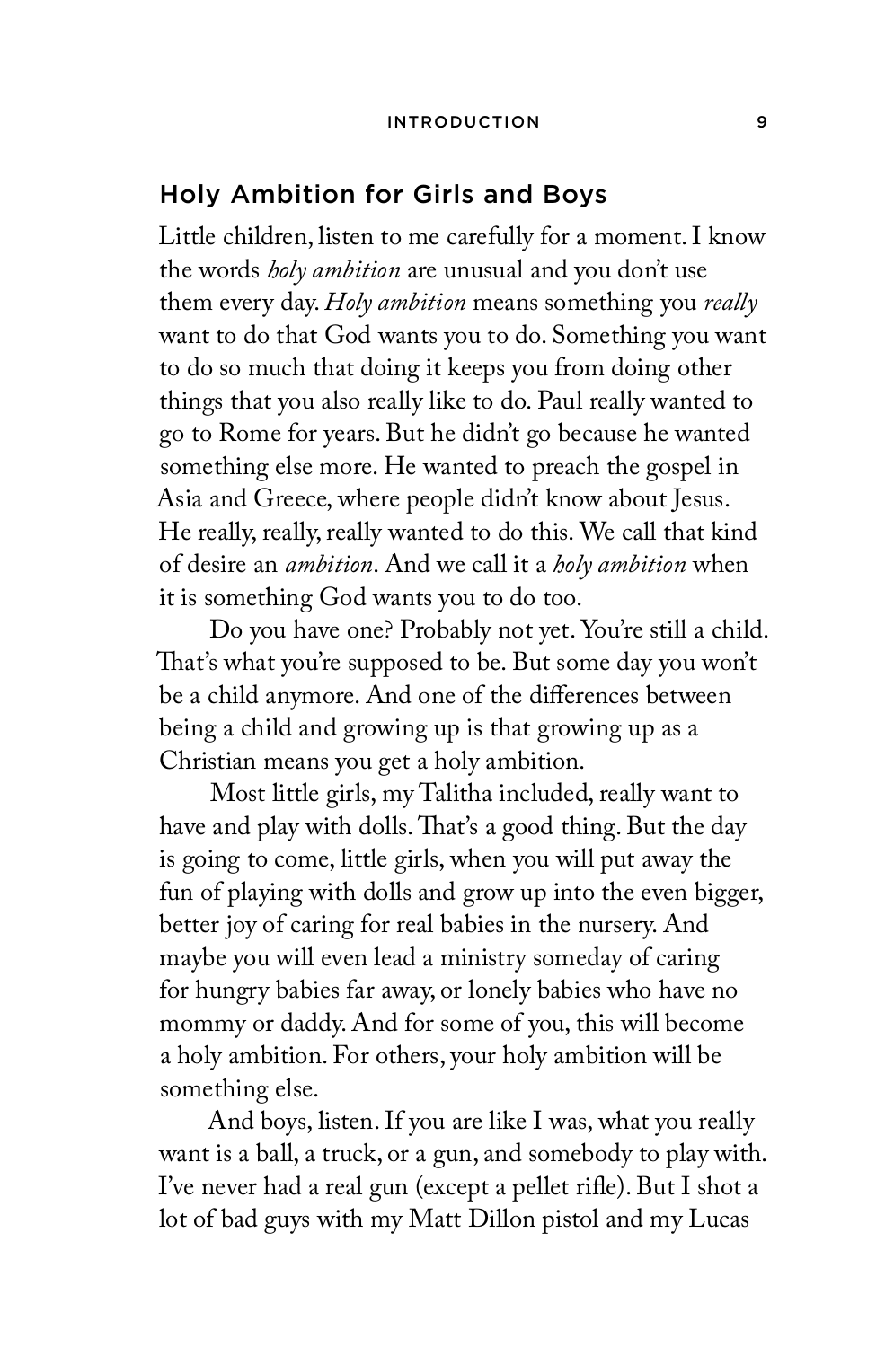## Holy Ambition for Girls and Boys

Little children, listen to me carefully for a moment. I know the words *holy ambition* are unusual and you don't use them every day. *Holy ambition* means something you *really* want to do that God wants you to do. Something you want to do so much that doing it keeps you from doing other things that you also really like to do. Paul really wanted to go to Rome for years. But he didn't go because he wanted something else more. He wanted to preach the gospel in Asia and Greece, where people didn't know about Jesus. He really, really, really wanted to do this. We call that kind of desire an *ambition*. And we call it a *holy ambition* when it is something God wants you to do too.

Do you have one? Probably not yet. You're still a child. That's what you're supposed to be. But some day you won't be a child anymore. And one of the differences between being a child and growing up is that growing up as a Christian means you get a holy ambition.

Most little girls, my Talitha included, really want to have and play with dolls. That's a good thing. But the day is going to come, little girls, when you will put away the fun of playing with dolls and grow up into the even bigger, better joy of caring for real babies in the nursery. And maybe you will even lead a ministry someday of caring for hungry babies far away, or lonely babies who have no mommy or daddy. And for some of you, this will become a holy ambition. For others, your holy ambition will be something else.

And boys, listen. If you are like I was, what you really want is a ball, a truck, or a gun, and somebody to play with. I've never had a real gun (except a pellet rifle). But I shot a lot of bad guys with my Matt Dillon pistol and my Lucas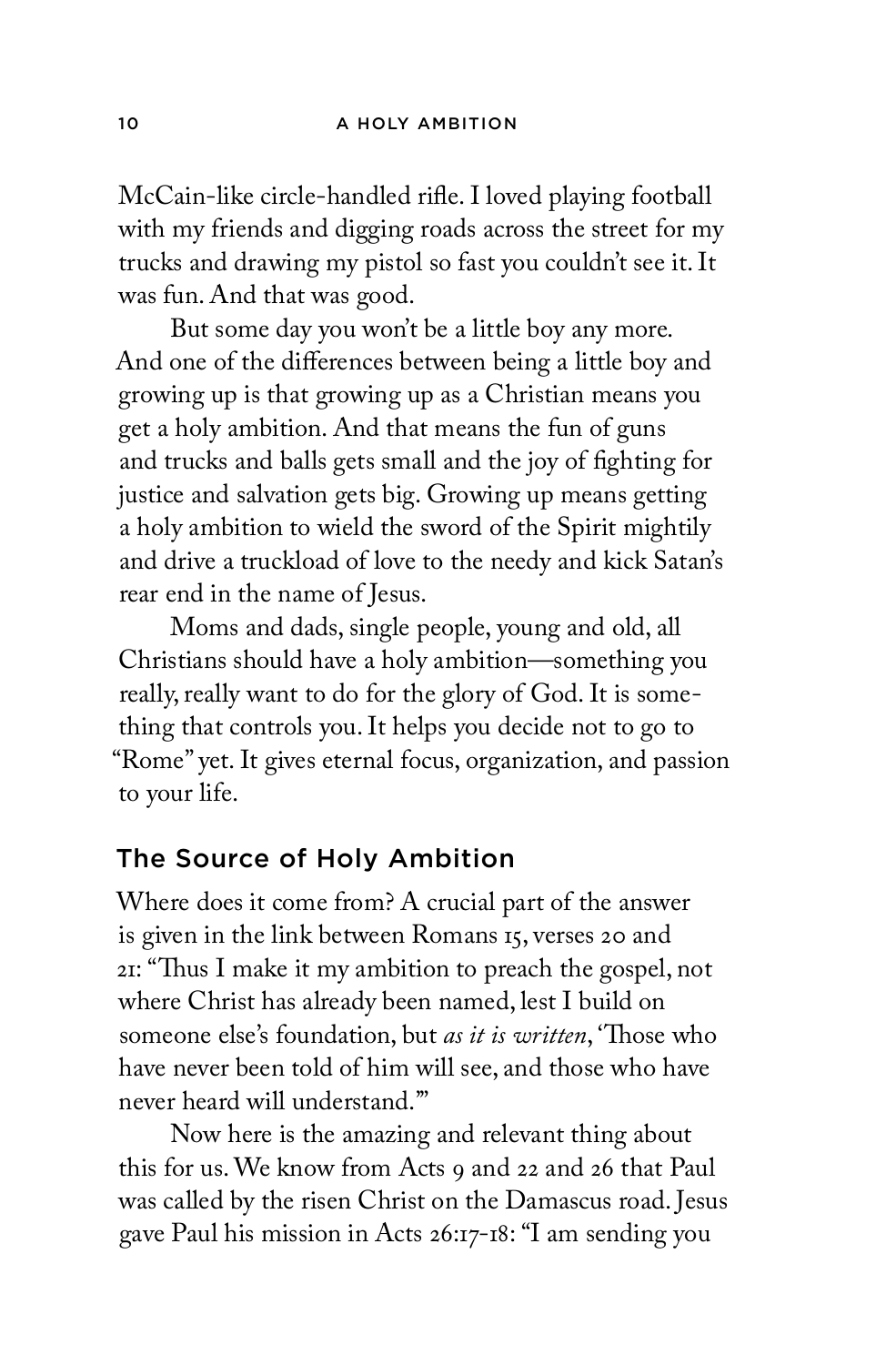McCain-like circle-handled rifle. I loved playing football with my friends and digging roads across the street for my trucks and drawing my pistol so fast you couldn't see it. It was fun. And that was good.

But some day you won't be a little boy any more. And one of the differences between being a little boy and growing up is that growing up as a Christian means you get a holy ambition. And that means the fun of guns and trucks and balls gets small and the joy of fighting for justice and salvation gets big. Growing up means getting a holy ambition to wield the sword of the Spirit mightily and drive a truckload of love to the needy and kick Satan's rear end in the name of Jesus.

Moms and dads, single people, young and old, all Christians should have a holy ambition—something you really, really want to do for the glory of God. It is something that controls you. It helps you decide not to go to "Rome" yet. It gives eternal focus, organization, and passion to your life.

## The Source of Holy Ambition

Where does it come from? A crucial part of the answer is given in the link between Romans 15, verses 20 and 21: "Thus I make it my ambition to preach the gospel, not where Christ has already been named, lest I build on someone else's foundation, but *as it is written*, 'Those who have never been told of him will see, and those who have never heard will understand.'"

Now here is the amazing and relevant thing about this for us. We know from Acts 9 and 22 and 26 that Paul was called by the risen Christ on the Damascus road. Jesus gave Paul his mission in Acts 26:17-18: "I am sending you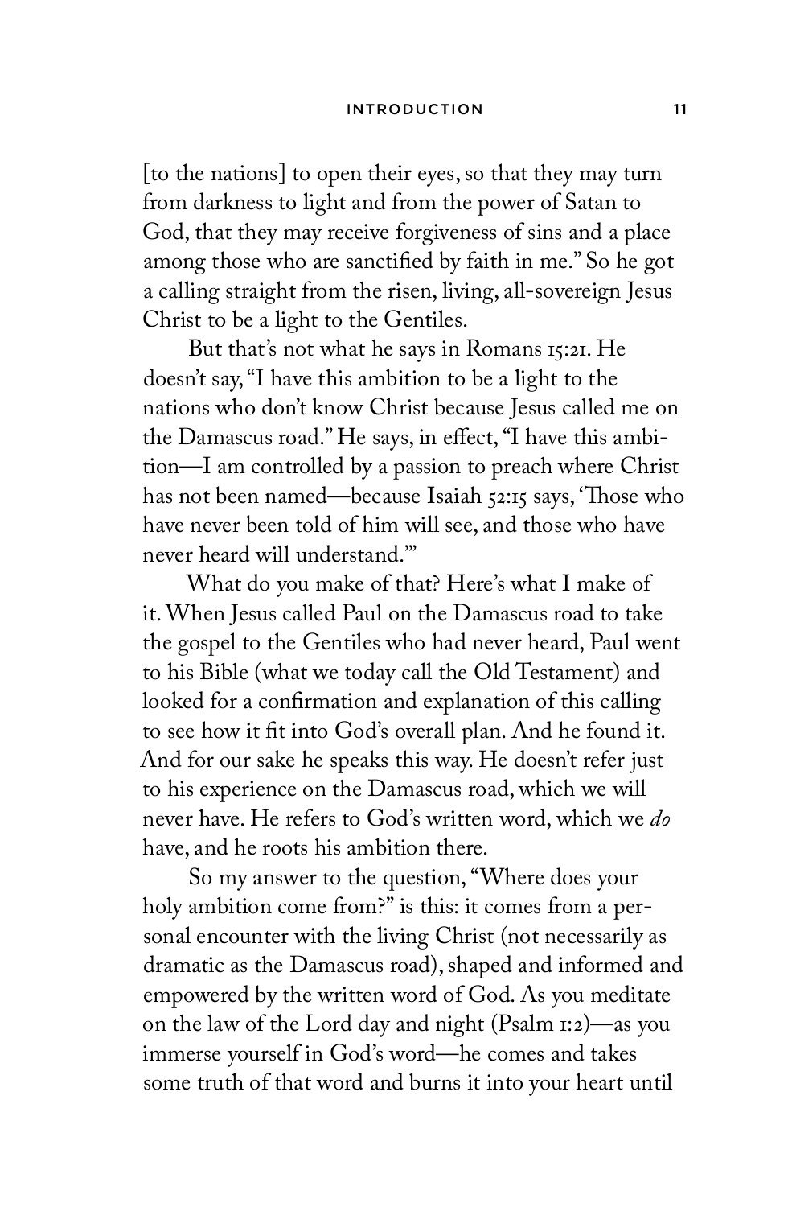[to the nations] to open their eyes, so that they may turn from darkness to light and from the power of Satan to God, that they may receive forgiveness of sins and a place among those who are sanctified by faith in me." So he got a calling straight from the risen, living, all-sovereign Jesus Christ to be a light to the Gentiles.

But that's not what he says in Romans 15:21. He doesn't say, "I have this ambition to be a light to the nations who don't know Christ because Jesus called me on the Damascus road." He says, in effect, "I have this ambition—I am controlled by a passion to preach where Christ has not been named—because Isaiah 52:15 says, 'Those who have never been told of him will see, and those who have never heard will understand.'"

What do you make of that? Here's what I make of it. When Jesus called Paul on the Damascus road to take the gospel to the Gentiles who had never heard, Paul went to his Bible (what we today call the Old Testament) and looked for a confirmation and explanation of this calling to see how it fit into God's overall plan. And he found it. And for our sake he speaks this way. He doesn't refer just to his experience on the Damascus road, which we will never have. He refers to God's written word, which we *do* have, and he roots his ambition there.

So my answer to the question, "Where does your holy ambition come from?" is this: it comes from a personal encounter with the living Christ (not necessarily as dramatic as the Damascus road), shaped and informed and empowered by the written word of God. As you meditate on the law of the Lord day and night (Psalm 1:2)—as you immerse yourself in God's word—he comes and takes some truth of that word and burns it into your heart until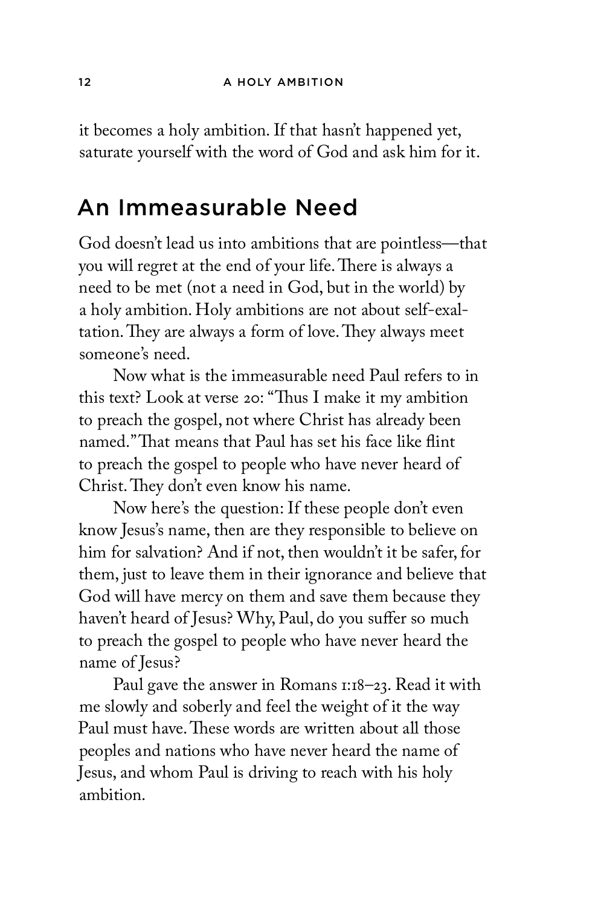it becomes a holy ambition. If that hasn't happened yet, saturate yourself with the word of God and ask him for it.

## An Immeasurable Need

God doesn't lead us into ambitions that are pointless—that you will regret at the end of your life. There is always a need to be met (not a need in God, but in the world) by a holy ambition. Holy ambitions are not about self-exaltation. They are always a form of love. They always meet someone's need.

Now what is the immeasurable need Paul refers to in this text? Look at verse 20: "Thus I make it my ambition to preach the gospel, not where Christ has already been named." That means that Paul has set his face like flint to preach the gospel to people who have never heard of Christ. They don't even know his name.

Now here's the question: If these people don't even know Jesus's name, then are they responsible to believe on him for salvation? And if not, then wouldn't it be safer, for them, just to leave them in their ignorance and believe that God will have mercy on them and save them because they haven't heard of Jesus? Why, Paul, do you suffer so much to preach the gospel to people who have never heard the name of Jesus?

Paul gave the answer in Romans 1:18–23. Read it with me slowly and soberly and feel the weight of it the way Paul must have. These words are written about all those peoples and nations who have never heard the name of Jesus, and whom Paul is driving to reach with his holy ambition.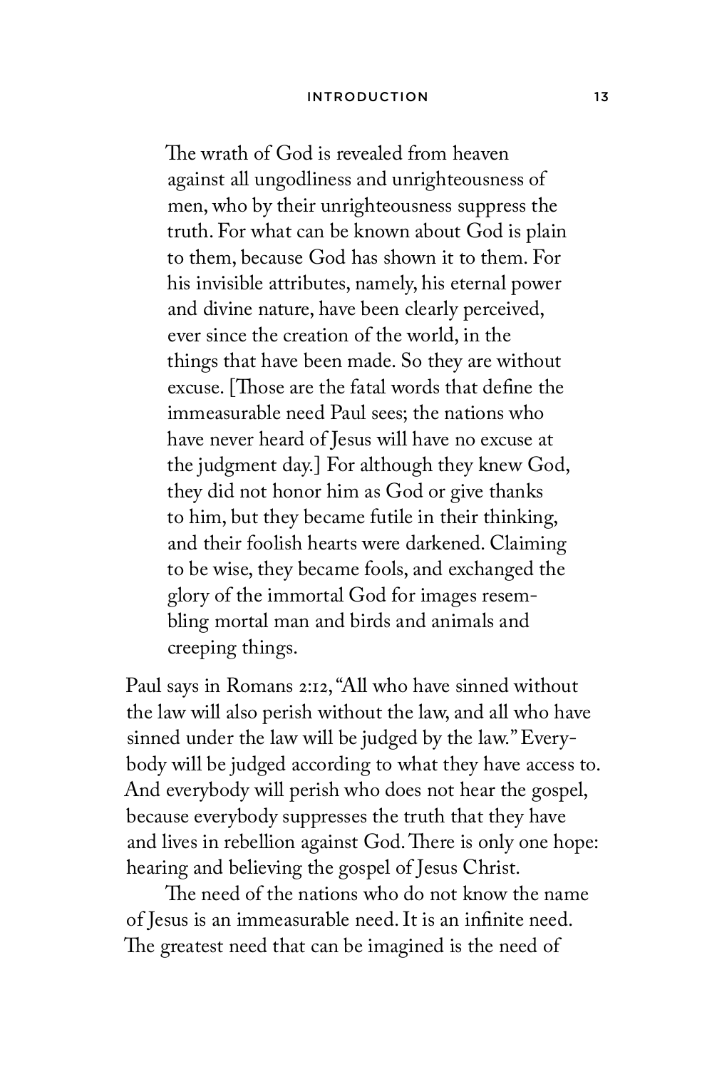> The wrath of God is revealed from heaven against all ungodliness and unrighteousness of men, who by their unrighteousness suppress the truth. For what can be known about God is plain to them, because God has shown it to them. For his invisible attributes, namely, his eternal power and divine nature, have been clearly perceived, ever since the creation of the world, in the things that have been made. So they are without excuse. [Those are the fatal words that define the immeasurable need Paul sees; the nations who have never heard of Jesus will have no excuse at the judgment day.] For although they knew God, they did not honor him as God or give thanks to him, but they became futile in their thinking, and their foolish hearts were darkened. Claiming to be wise, they became fools, and exchanged the glory of the immortal God for images resembling mortal man and birds and animals and creeping things.

Paul says in Romans 2:12, "All who have sinned without the law will also perish without the law, and all who have sinned under the law will be judged by the law." Everybody will be judged according to what they have access to. And everybody will perish who does not hear the gospel, because everybody suppresses the truth that they have and lives in rebellion against God. There is only one hope: hearing and believing the gospel of Jesus Christ.

The need of the nations who do not know the name of Jesus is an immeasurable need. It is an infinite need. The greatest need that can be imagined is the need of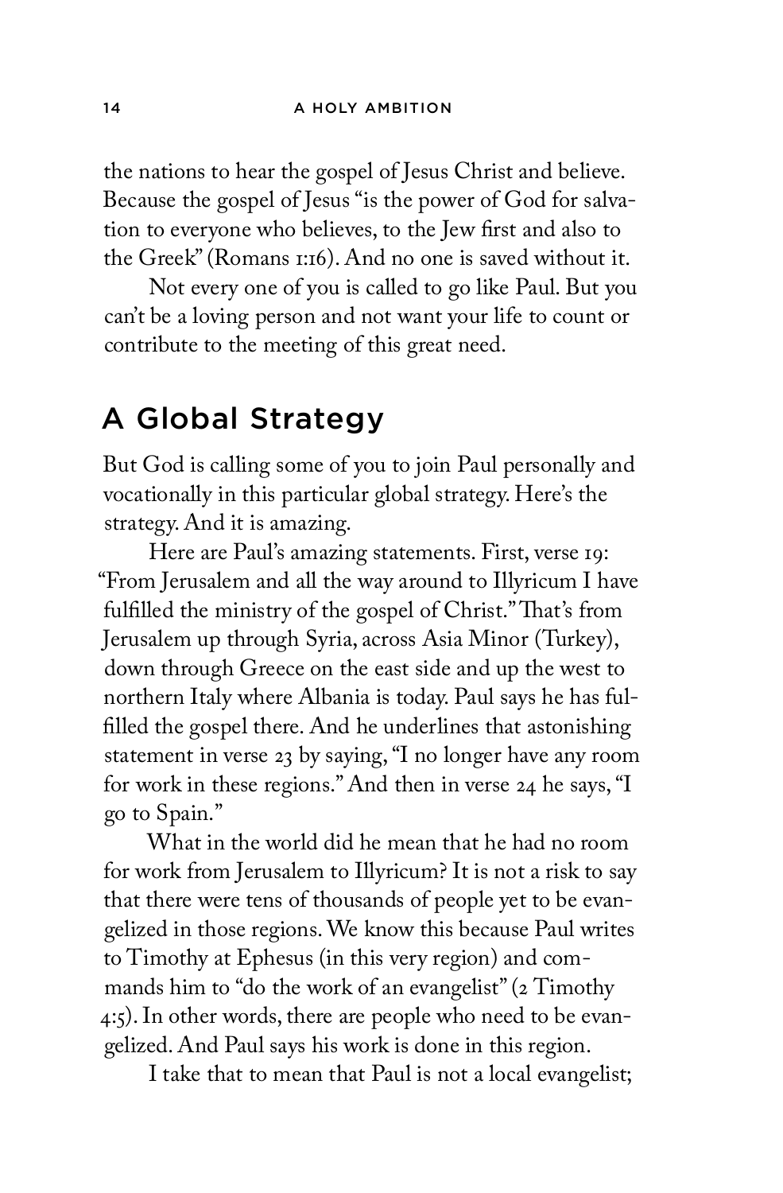the nations to hear the gospel of Jesus Christ and believe. Because the gospel of Jesus "is the power of God for salvation to everyone who believes, to the Jew first and also to the Greek" (Romans 1:16). And no one is saved without it.

Not every one of you is called to go like Paul. But you can't be a loving person and not want your life to count or contribute to the meeting of this great need.

## A Global Strategy

But God is calling some of you to join Paul personally and vocationally in this particular global strategy. Here's the strategy. And it is amazing.

Here are Paul's amazing statements. First, verse 19: "From Jerusalem and all the way around to Illyricum I have fulfilled the ministry of the gospel of Christ." That's from Jerusalem up through Syria, across Asia Minor (Turkey), down through Greece on the east side and up the west to northern Italy where Albania is today. Paul says he has fulfilled the gospel there. And he underlines that astonishing statement in verse 23 by saying, "I no longer have any room for work in these regions." And then in verse 24 he says, "I go to Spain."

What in the world did he mean that he had no room for work from Jerusalem to Illyricum? It is not a risk to say that there were tens of thousands of people yet to be evangelized in those regions. We know this because Paul writes to Timothy at Ephesus (in this very region) and commands him to "do the work of an evangelist" (2 Timothy 4:5). In other words, there are people who need to be evangelized. And Paul says his work is done in this region.

I take that to mean that Paul is not a local evangelist;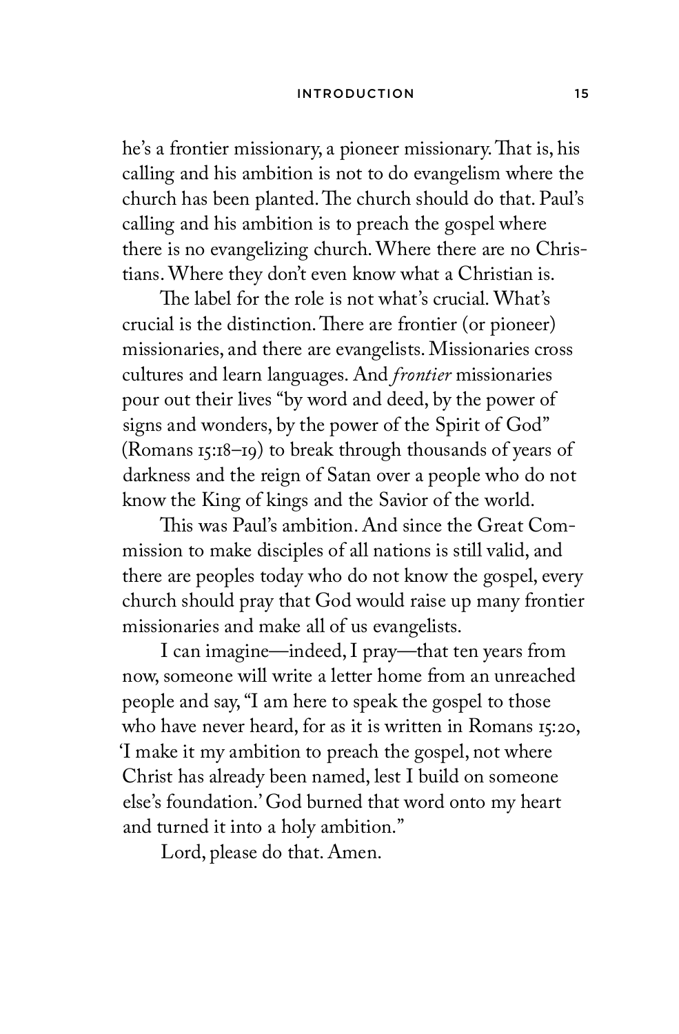he's a frontier missionary, a pioneer missionary. That is, his calling and his ambition is not to do evangelism where the church has been planted. The church should do that. Paul's calling and his ambition is to preach the gospel where there is no evangelizing church. Where there are no Christians. Where they don't even know what a Christian is.

The label for the role is not what's crucial. What's crucial is the distinction. There are frontier (or pioneer) missionaries, and there are evangelists. Missionaries cross cultures and learn languages. And *frontier* missionaries pour out their lives "by word and deed, by the power of signs and wonders, by the power of the Spirit of God" (Romans 15:18–19) to break through thousands of years of darkness and the reign of Satan over a people who do not know the King of kings and the Savior of the world.

This was Paul's ambition. And since the Great Commission to make disciples of all nations is still valid, and there are peoples today who do not know the gospel, every church should pray that God would raise up many frontier missionaries and make all of us evangelists.

I can imagine—indeed, I pray—that ten years from now, someone will write a letter home from an unreached people and say, "I am here to speak the gospel to those who have never heard, for as it is written in Romans 15:20, 'I make it my ambition to preach the gospel, not where Christ has already been named, lest I build on someone else's foundation.' God burned that word onto my heart and turned it into a holy ambition."

Lord, please do that. Amen.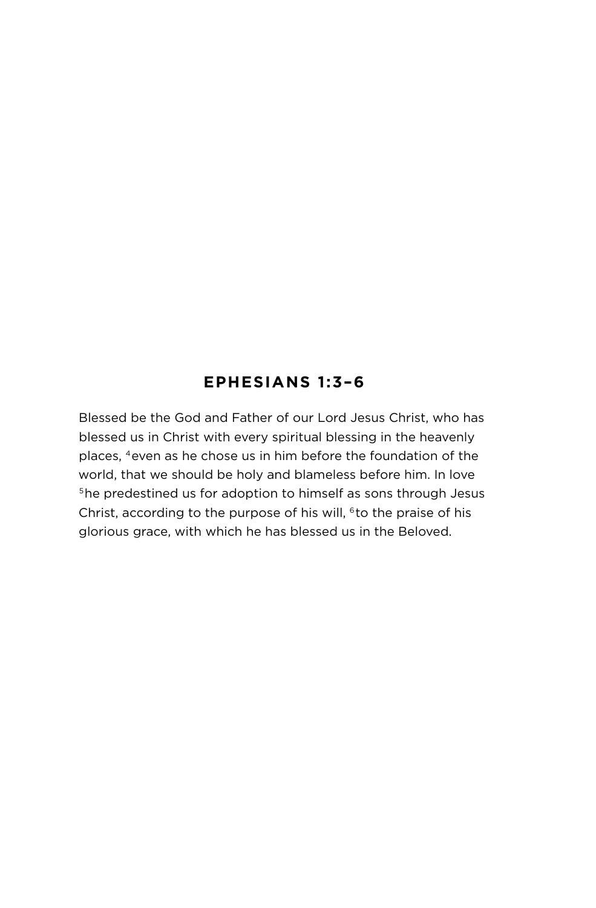## EPHESIANS 1:3–6

Blessed be the God and Father of our Lord Jesus Christ, who has blessed us in Christ with every spiritual blessing in the heavenly places, [4]even as he chose us in him before the foundation of the world, that we should be holy and blameless before him. In love [5]he predestined us for adoption to himself as sons through Jesus Christ, according to the purpose of his will, [6]to the praise of his glorious grace, with which he has blessed us in the Beloved.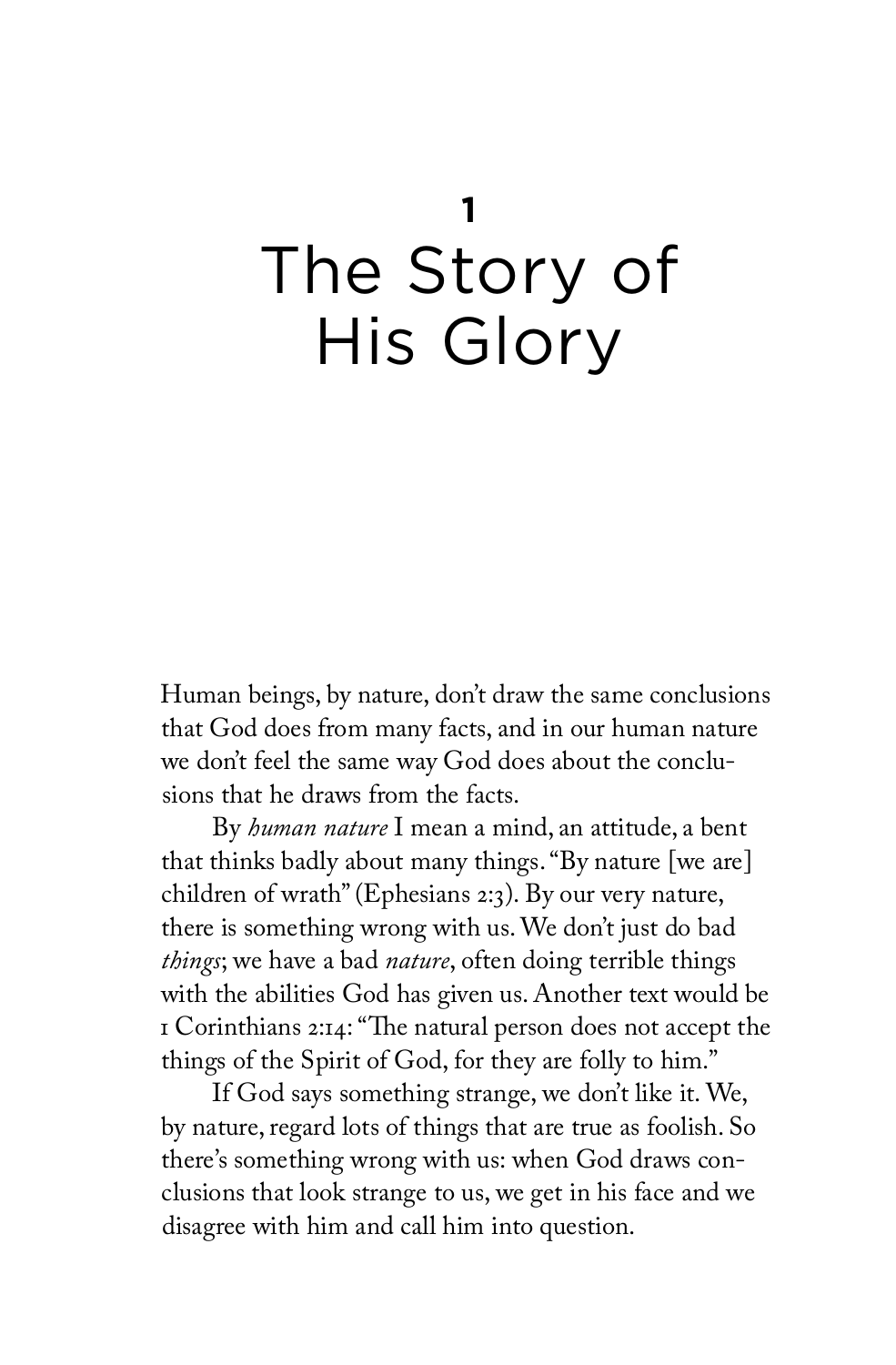# 1 The Story of His Glory

Human beings, by nature, don't draw the same conclusions that God does from many facts, and in our human nature we don't feel the same way God does about the conclusions that he draws from the facts.

By *human nature* I mean a mind, an attitude, a bent that thinks badly about many things. "By nature [we are] children of wrath" (Ephesians 2:3). By our very nature, there is something wrong with us. We don't just do bad *things*; we have a bad *nature*, often doing terrible things with the abilities God has given us. Another text would be 1 Corinthians 2:14: "The natural person does not accept the things of the Spirit of God, for they are folly to him."

If God says something strange, we don't like it. We, by nature, regard lots of things that are true as foolish. So there's something wrong with us: when God draws conclusions that look strange to us, we get in his face and we disagree with him and call him into question.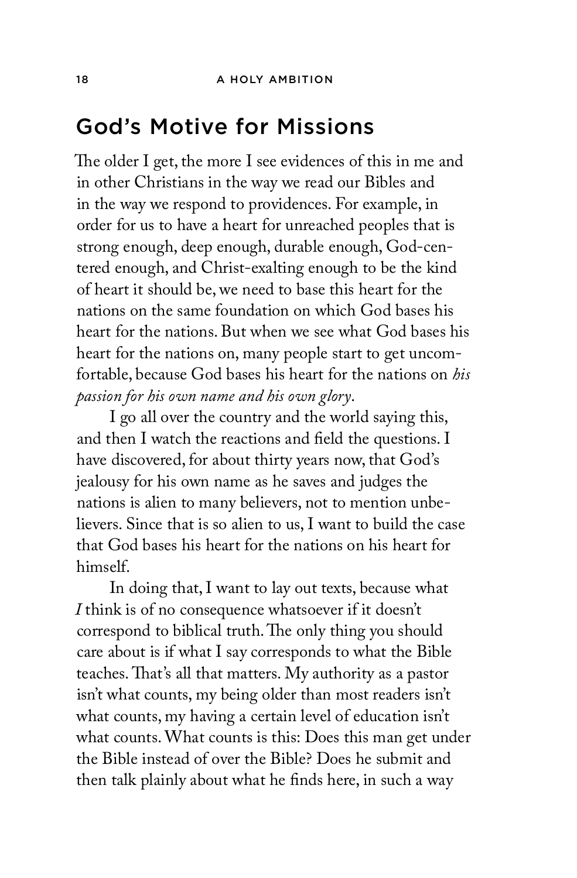## God's Motive for Missions

The older I get, the more I see evidences of this in me and in other Christians in the way we read our Bibles and in the way we respond to providences. For example, in order for us to have a heart for unreached peoples that is strong enough, deep enough, durable enough, God-centered enough, and Christ-exalting enough to be the kind of heart it should be, we need to base this heart for the nations on the same foundation on which God bases his heart for the nations. But when we see what God bases his heart for the nations on, many people start to get uncomfortable, because God bases his heart for the nations on *his passion for his own name and his own glory*.

I go all over the country and the world saying this, and then I watch the reactions and field the questions. I have discovered, for about thirty years now, that God's jealousy for his own name as he saves and judges the nations is alien to many believers, not to mention unbelievers. Since that is so alien to us, I want to build the case that God bases his heart for the nations on his heart for himself.

In doing that, I want to lay out texts, because what *I* think is of no consequence whatsoever if it doesn't correspond to biblical truth. The only thing you should care about is if what I say corresponds to what the Bible teaches. That's all that matters. My authority as a pastor isn't what counts, my being older than most readers isn't what counts, my having a certain level of education isn't what counts. What counts is this: Does this man get under the Bible instead of over the Bible? Does he submit and then talk plainly about what he finds here, in such a way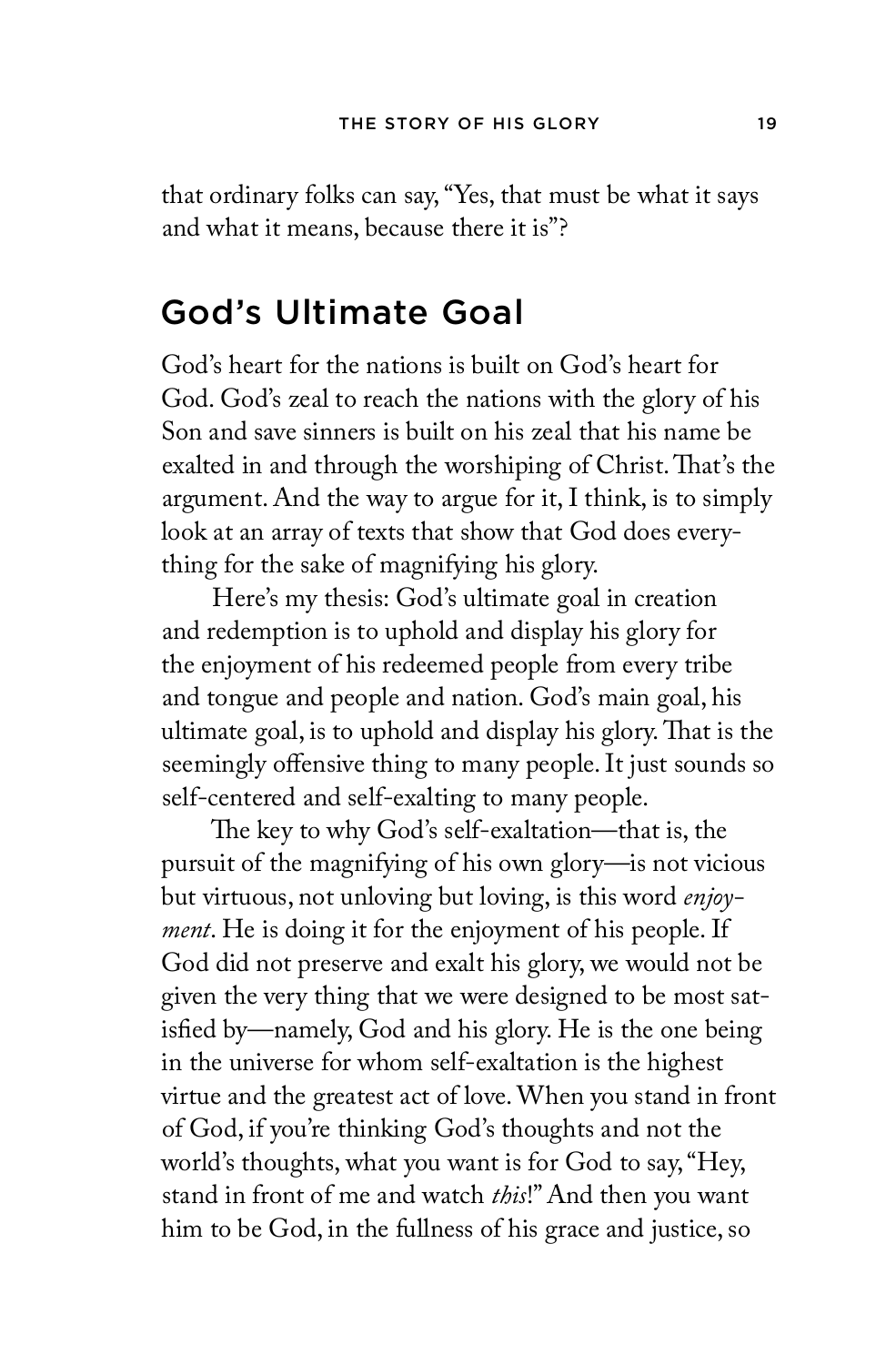that ordinary folks can say, "Yes, that must be what it says and what it means, because there it is"?

## God's Ultimate Goal

God's heart for the nations is built on God's heart for God. God's zeal to reach the nations with the glory of his Son and save sinners is built on his zeal that his name be exalted in and through the worshiping of Christ. That's the argument. And the way to argue for it, I think, is to simply look at an array of texts that show that God does everything for the sake of magnifying his glory.

Here's my thesis: God's ultimate goal in creation and redemption is to uphold and display his glory for the enjoyment of his redeemed people from every tribe and tongue and people and nation. God's main goal, his ultimate goal, is to uphold and display his glory. That is the seemingly offensive thing to many people. It just sounds so self-centered and self-exalting to many people.

The key to why God's self-exaltation—that is, the pursuit of the magnifying of his own glory—is not vicious but virtuous, not unloving but loving, is this word *enjoyment*. He is doing it for the enjoyment of his people. If God did not preserve and exalt his glory, we would not be given the very thing that we were designed to be most satisfied by—namely, God and his glory. He is the one being in the universe for whom self-exaltation is the highest virtue and the greatest act of love. When you stand in front of God, if you're thinking God's thoughts and not the world's thoughts, what you want is for God to say, "Hey, stand in front of me and watch *this*!" And then you want him to be God, in the fullness of his grace and justice, so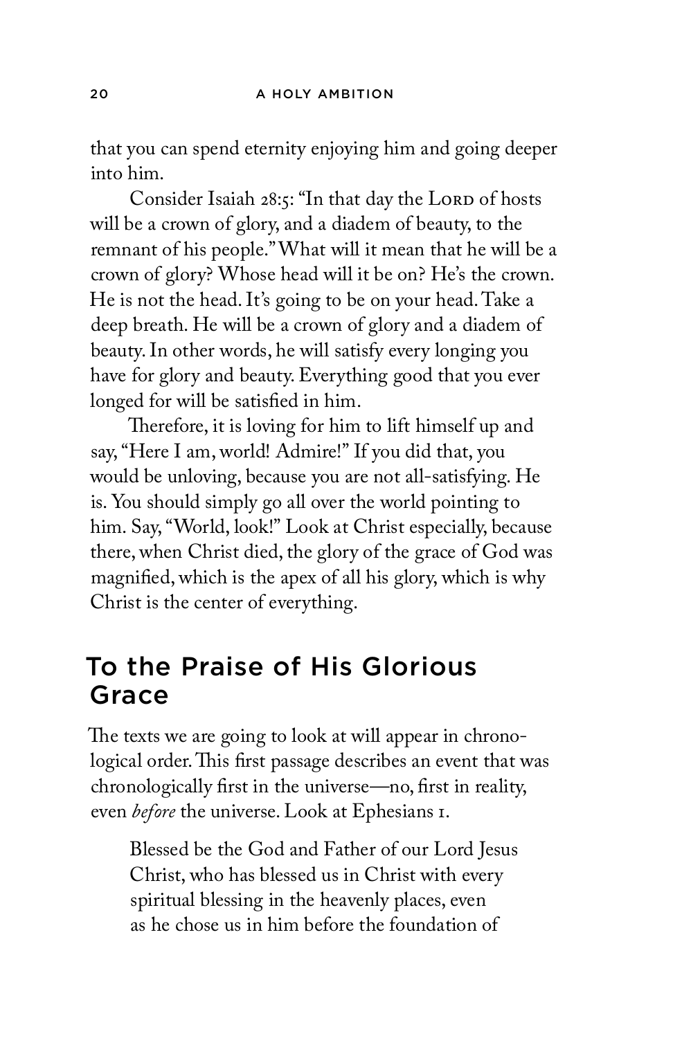that you can spend eternity enjoying him and going deeper into him.

Consider Isaiah 28:5: "In that day the LORD of hosts will be a crown of glory, and a diadem of beauty, to the remnant of his people." What will it mean that he will be a crown of glory? Whose head will it be on? He's the crown. He is not the head. It's going to be on your head. Take a deep breath. He will be a crown of glory and a diadem of beauty. In other words, he will satisfy every longing you have for glory and beauty. Everything good that you ever longed for will be satisfied in him.

Therefore, it is loving for him to lift himself up and say, "Here I am, world! Admire!" If you did that, you would be unloving, because you are not all-satisfying. He is. You should simply go all over the world pointing to him. Say, "World, look!" Look at Christ especially, because there, when Christ died, the glory of the grace of God was magnified, which is the apex of all his glory, which is why Christ is the center of everything.

## To the Praise of His Glorious Grace

The texts we are going to look at will appear in chronological order. This first passage describes an event that was chronologically first in the universe—no, first in reality, even *before* the universe. Look at Ephesians 1.

> Blessed be the God and Father of our Lord Jesus Christ, who has blessed us in Christ with every spiritual blessing in the heavenly places, even as he chose us in him before the foundation of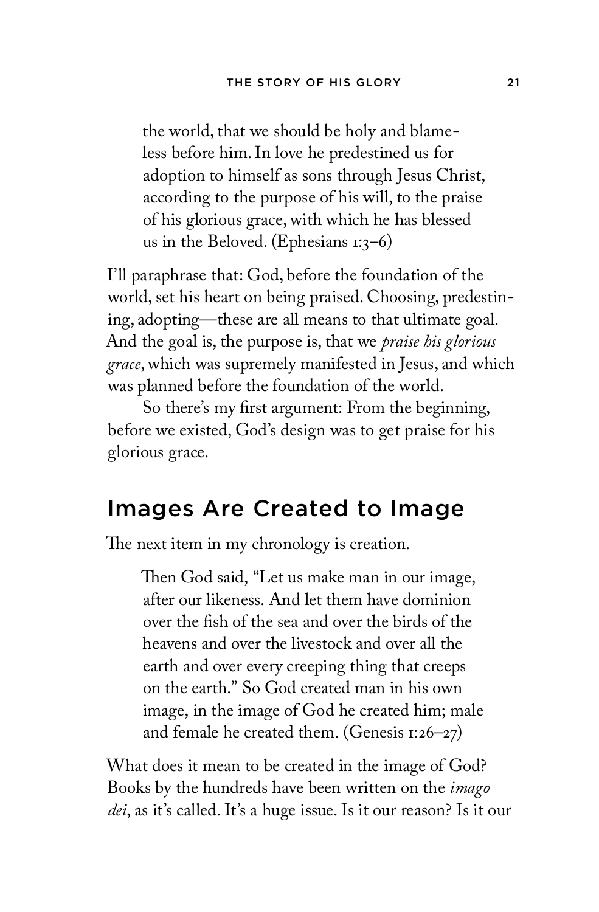> the world, that we should be holy and blameless before him. In love he predestined us for adoption to himself as sons through Jesus Christ, according to the purpose of his will, to the praise of his glorious grace, with which he has blessed us in the Beloved. (Ephesians 1:3–6)

I'll paraphrase that: God, before the foundation of the world, set his heart on being praised. Choosing, predestining, adopting—these are all means to that ultimate goal. And the goal is, the purpose is, that we *praise his glorious grace*, which was supremely manifested in Jesus, and which was planned before the foundation of the world.

So there's my first argument: From the beginning, before we existed, God's design was to get praise for his glorious grace.

## Images Are Created to Image

The next item in my chronology is creation.

> Then God said, "Let us make man in our image, after our likeness. And let them have dominion over the fish of the sea and over the birds of the heavens and over the livestock and over all the earth and over every creeping thing that creeps on the earth." So God created man in his own image, in the image of God he created him; male and female he created them. (Genesis 1:26–27)

What does it mean to be created in the image of God? Books by the hundreds have been written on the *imago dei*, as it's called. It's a huge issue. Is it our reason? Is it our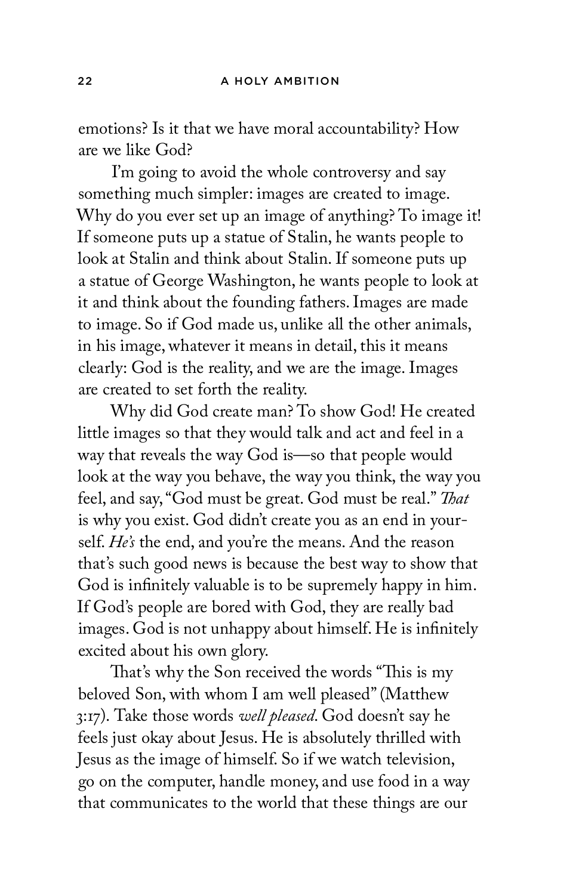emotions? Is it that we have moral accountability? How are we like God?

I'm going to avoid the whole controversy and say something much simpler: images are created to image. Why do you ever set up an image of anything? To image it! If someone puts up a statue of Stalin, he wants people to look at Stalin and think about Stalin. If someone puts up a statue of George Washington, he wants people to look at it and think about the founding fathers. Images are made to image. So if God made us, unlike all the other animals, in his image, whatever it means in detail, this it means clearly: God is the reality, and we are the image. Images are created to set forth the reality.

Why did God create man? To show God! He created little images so that they would talk and act and feel in a way that reveals the way God is—so that people would look at the way you behave, the way you think, the way you feel, and say, "God must be great. God must be real." *That* is why you exist. God didn't create you as an end in yourself. *He's* the end, and you're the means. And the reason that's such good news is because the best way to show that God is infinitely valuable is to be supremely happy in him. If God's people are bored with God, they are really bad images. God is not unhappy about himself. He is infinitely excited about his own glory.

That's why the Son received the words "This is my beloved Son, with whom I am well pleased" (Matthew 3:17). Take those words *well pleased*. God doesn't say he feels just okay about Jesus. He is absolutely thrilled with Jesus as the image of himself. So if we watch television, go on the computer, handle money, and use food in a way that communicates to the world that these things are our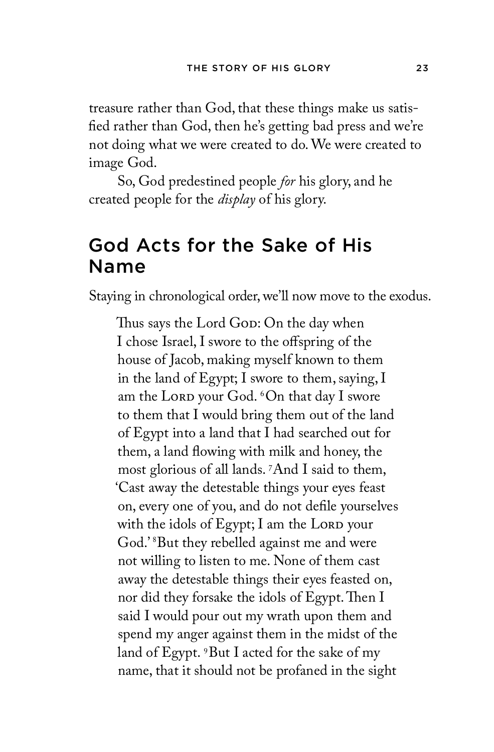treasure rather than God, that these things make us satisfied rather than God, then he's getting bad press and we're not doing what we were created to do. We were created to image God.

So, God predestined people *for* his glory, and he created people for the *display* of his glory.

## God Acts for the Sake of His Name

Staying in chronological order, we'll now move to the exodus.

> Thus says the Lord God: On the day when I chose Israel, I swore to the offspring of the house of Jacob, making myself known to them in the land of Egypt; I swore to them, saying, I am the Lord your God. [6]On that day I swore to them that I would bring them out of the land of Egypt into a land that I had searched out for them, a land flowing with milk and honey, the most glorious of all lands. [7]And I said to them, 'Cast away the detestable things your eyes feast on, every one of you, and do not defile yourselves with the idols of Egypt; I am the Lord your God.' [8]But they rebelled against me and were not willing to listen to me. None of them cast away the detestable things their eyes feasted on, nor did they forsake the idols of Egypt. Then I said I would pour out my wrath upon them and spend my anger against them in the midst of the land of Egypt. [9]But I acted for the sake of my name, that it should not be profaned in the sight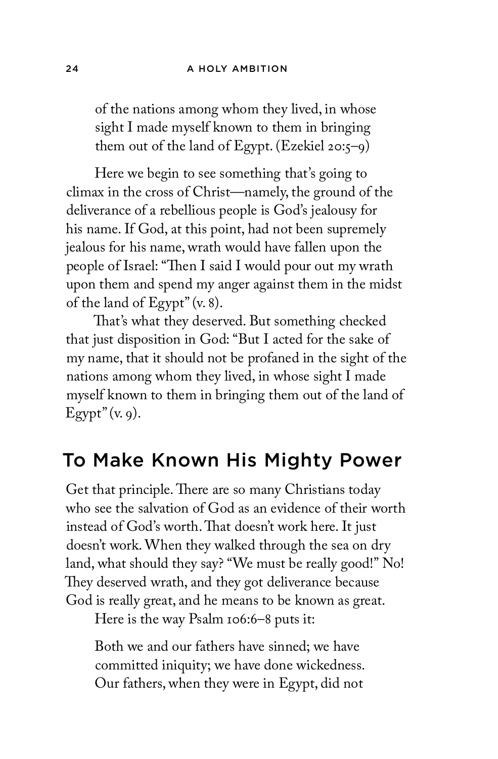> of the nations among whom they lived, in whose sight I made myself known to them in bringing them out of the land of Egypt. (Ezekiel 20:5–9)

Here we begin to see something that's going to climax in the cross of Christ—namely, the ground of the deliverance of a rebellious people is God's jealousy for his name. If God, at this point, had not been supremely jealous for his name, wrath would have fallen upon the people of Israel: "Then I said I would pour out my wrath upon them and spend my anger against them in the midst of the land of Egypt" (v. 8).

That's what they deserved. But something checked that just disposition in God: "But I acted for the sake of my name, that it should not be profaned in the sight of the nations among whom they lived, in whose sight I made myself known to them in bringing them out of the land of Egypt" (v. 9).

## To Make Known His Mighty Power

Get that principle. There are so many Christians today who see the salvation of God as an evidence of their worth instead of God's worth. That doesn't work here. It just doesn't work. When they walked through the sea on dry land, what should they say? "We must be really good!" No! They deserved wrath, and they got deliverance because God is really great, and he means to be known as great.

Here is the way Psalm 106:6–8 puts it:

> Both we and our fathers have sinned; we have committed iniquity; we have done wickedness. Our fathers, when they were in Egypt, did not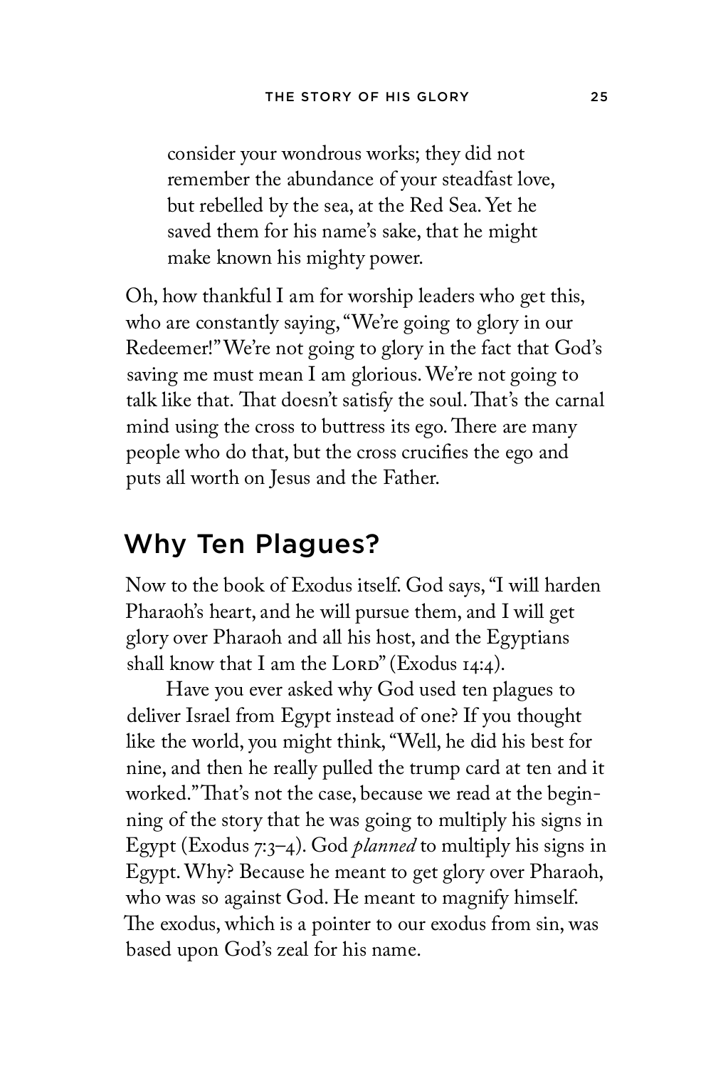> consider your wondrous works; they did not remember the abundance of your steadfast love, but rebelled by the sea, at the Red Sea. Yet he saved them for his name's sake, that he might make known his mighty power.

Oh, how thankful I am for worship leaders who get this, who are constantly saying, "We're going to glory in our Redeemer!" We're not going to glory in the fact that God's saving me must mean I am glorious. We're not going to talk like that. That doesn't satisfy the soul. That's the carnal mind using the cross to buttress its ego. There are many people who do that, but the cross crucifies the ego and puts all worth on Jesus and the Father.

## Why Ten Plagues?

Now to the book of Exodus itself. God says, "I will harden Pharaoh's heart, and he will pursue them, and I will get glory over Pharaoh and all his host, and the Egyptians shall know that I am the Lord" (Exodus 14:4).

Have you ever asked why God used ten plagues to deliver Israel from Egypt instead of one? If you thought like the world, you might think, "Well, he did his best for nine, and then he really pulled the trump card at ten and it worked." That's not the case, because we read at the beginning of the story that he was going to multiply his signs in Egypt (Exodus 7:3–4). God *planned* to multiply his signs in Egypt. Why? Because he meant to get glory over Pharaoh, who was so against God. He meant to magnify himself. The exodus, which is a pointer to our exodus from sin, was based upon God's zeal for his name.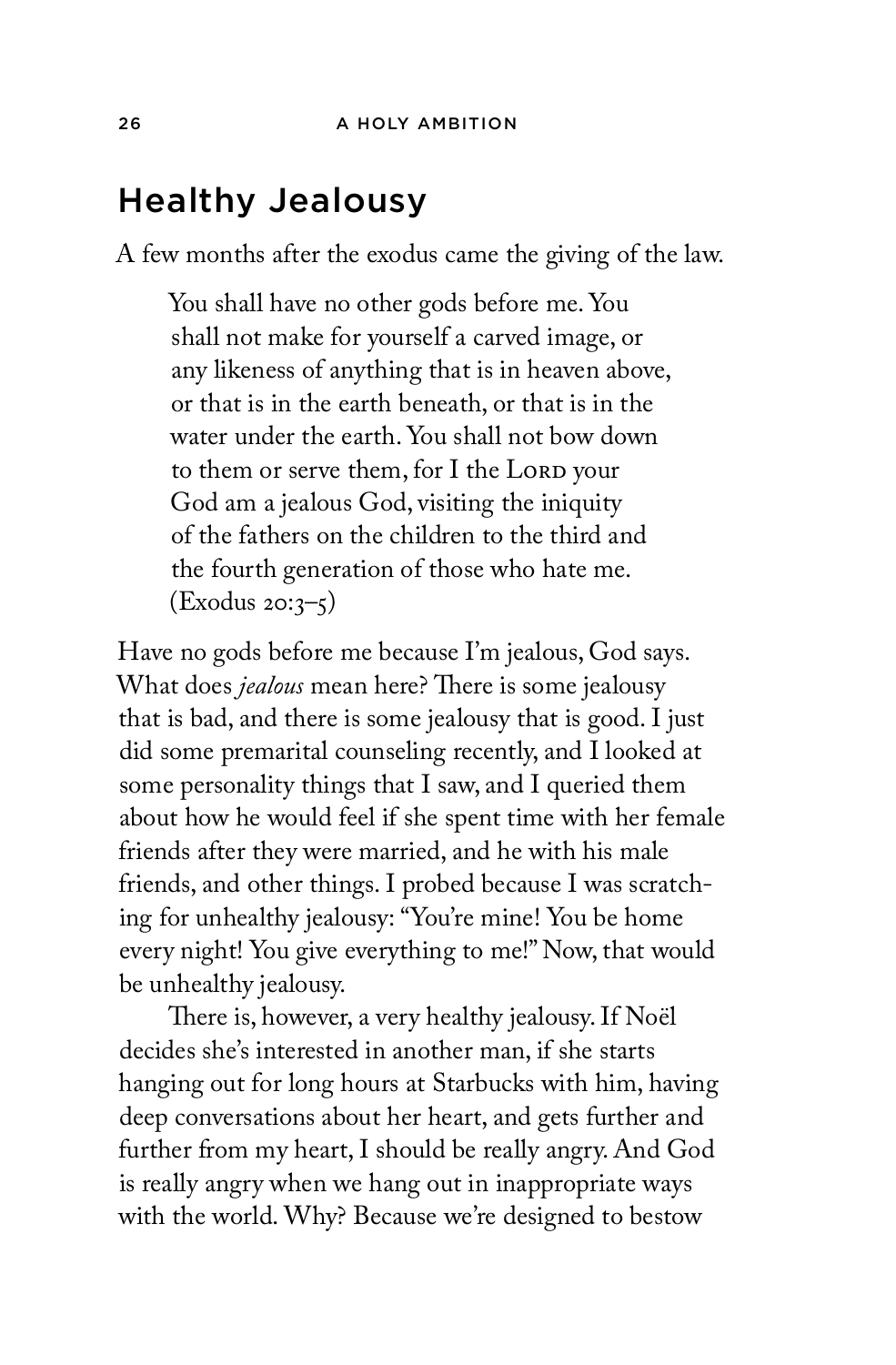## Healthy Jealousy

A few months after the exodus came the giving of the law.

> You shall have no other gods before me. You shall not make for yourself a carved image, or any likeness of anything that is in heaven above, or that is in the earth beneath, or that is in the water under the earth. You shall not bow down to them or serve them, for I the LORD your God am a jealous God, visiting the iniquity of the fathers on the children to the third and the fourth generation of those who hate me. (Exodus 20:3–5)

Have no gods before me because I'm jealous, God says. What does *jealous* mean here? There is some jealousy that is bad, and there is some jealousy that is good. I just did some premarital counseling recently, and I looked at some personality things that I saw, and I queried them about how he would feel if she spent time with her female friends after they were married, and he with his male friends, and other things. I probed because I was scratching for unhealthy jealousy: "You're mine! You be home every night! You give everything to me!" Now, that would be unhealthy jealousy.

There is, however, a very healthy jealousy. If Noël decides she's interested in another man, if she starts hanging out for long hours at Starbucks with him, having deep conversations about her heart, and gets further and further from my heart, I should be really angry. And God is really angry when we hang out in inappropriate ways with the world. Why? Because we're designed to bestow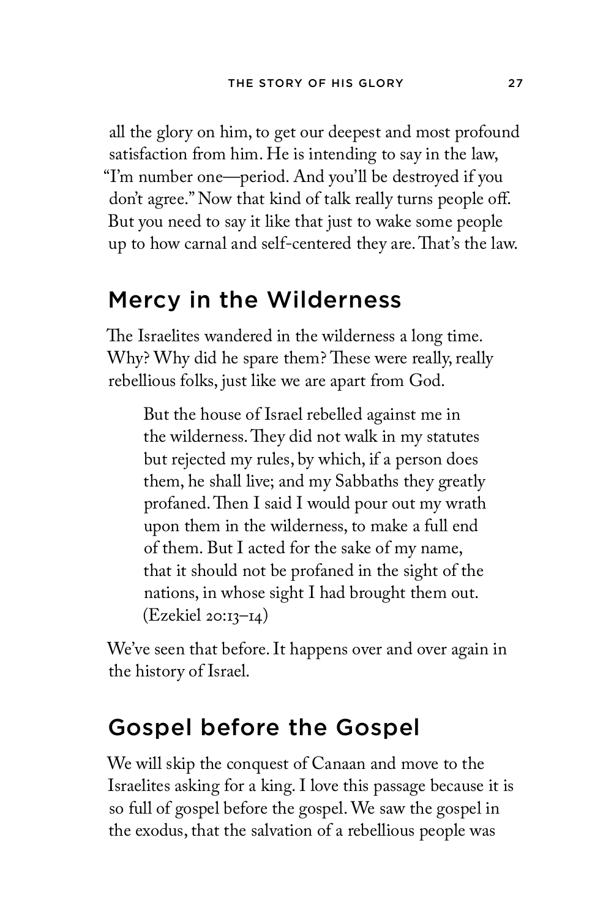all the glory on him, to get our deepest and most profound satisfaction from him. He is intending to say in the law, "I'm number one—period. And you'll be destroyed if you don't agree." Now that kind of talk really turns people off. But you need to say it like that just to wake some people up to how carnal and self-centered they are. That's the law.

## Mercy in the Wilderness

The Israelites wandered in the wilderness a long time. Why? Why did he spare them? These were really, really rebellious folks, just like we are apart from God.

> But the house of Israel rebelled against me in the wilderness. They did not walk in my statutes but rejected my rules, by which, if a person does them, he shall live; and my Sabbaths they greatly profaned. Then I said I would pour out my wrath upon them in the wilderness, to make a full end of them. But I acted for the sake of my name, that it should not be profaned in the sight of the nations, in whose sight I had brought them out. (Ezekiel 20:13–14)

We've seen that before. It happens over and over again in the history of Israel.

## Gospel before the Gospel

We will skip the conquest of Canaan and move to the Israelites asking for a king. I love this passage because it is so full of gospel before the gospel. We saw the gospel in the exodus, that the salvation of a rebellious people was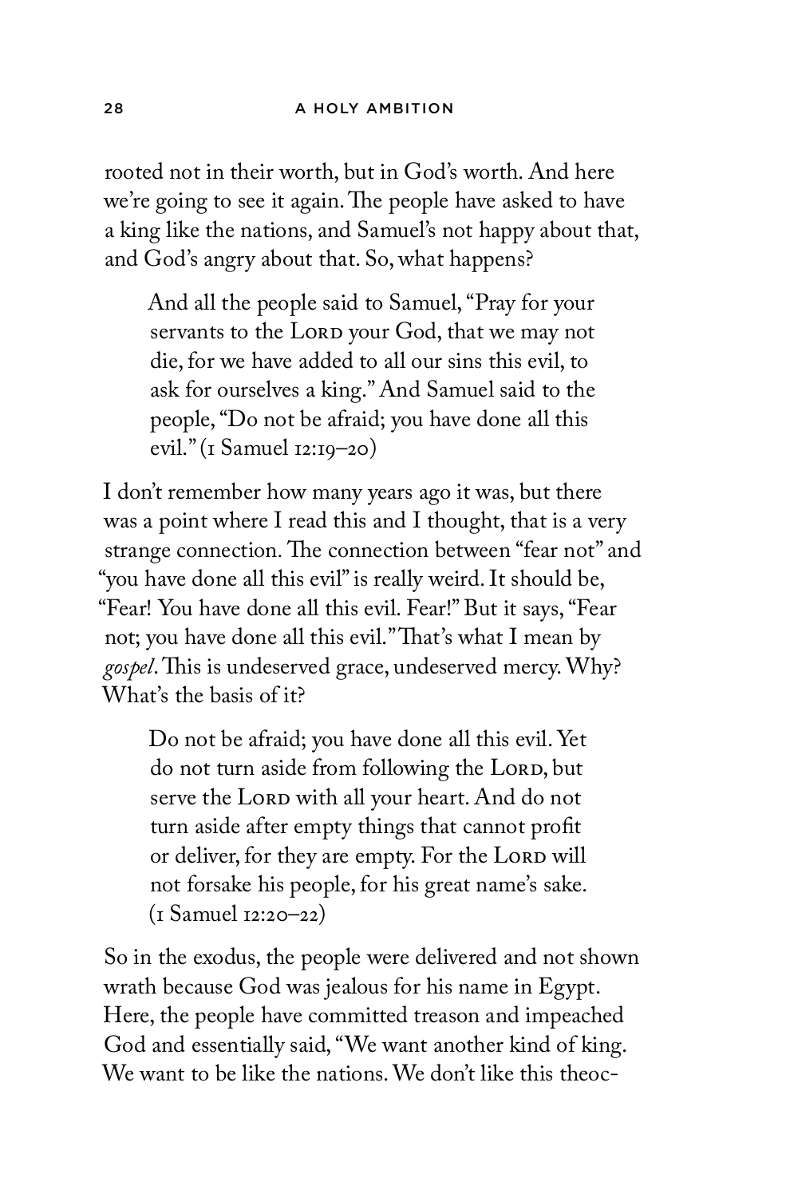rooted not in their worth, but in God's worth. And here we're going to see it again. The people have asked to have a king like the nations, and Samuel's not happy about that, and God's angry about that. So, what happens?

> And all the people said to Samuel, "Pray for your servants to the LORD your God, that we may not die, for we have added to all our sins this evil, to ask for ourselves a king." And Samuel said to the people, "Do not be afraid; you have done all this evil." (1 Samuel 12:19–20)

I don't remember how many years ago it was, but there was a point where I read this and I thought, that is a very strange connection. The connection between "fear not" and "you have done all this evil" is really weird. It should be, "Fear! You have done all this evil. Fear!" But it says, "Fear not; you have done all this evil." That's what I mean by *gospel*. This is undeserved grace, undeserved mercy. Why? What's the basis of it?

> Do not be afraid; you have done all this evil. Yet do not turn aside from following the LORD, but serve the LORD with all your heart. And do not turn aside after empty things that cannot profit or deliver, for they are empty. For the LORD will not forsake his people, for his great name's sake. (1 Samuel 12:20–22)

So in the exodus, the people were delivered and not shown wrath because God was jealous for his name in Egypt. Here, the people have committed treason and impeached God and essentially said, "We want another kind of king. We want to be like the nations. We don't like this theoc-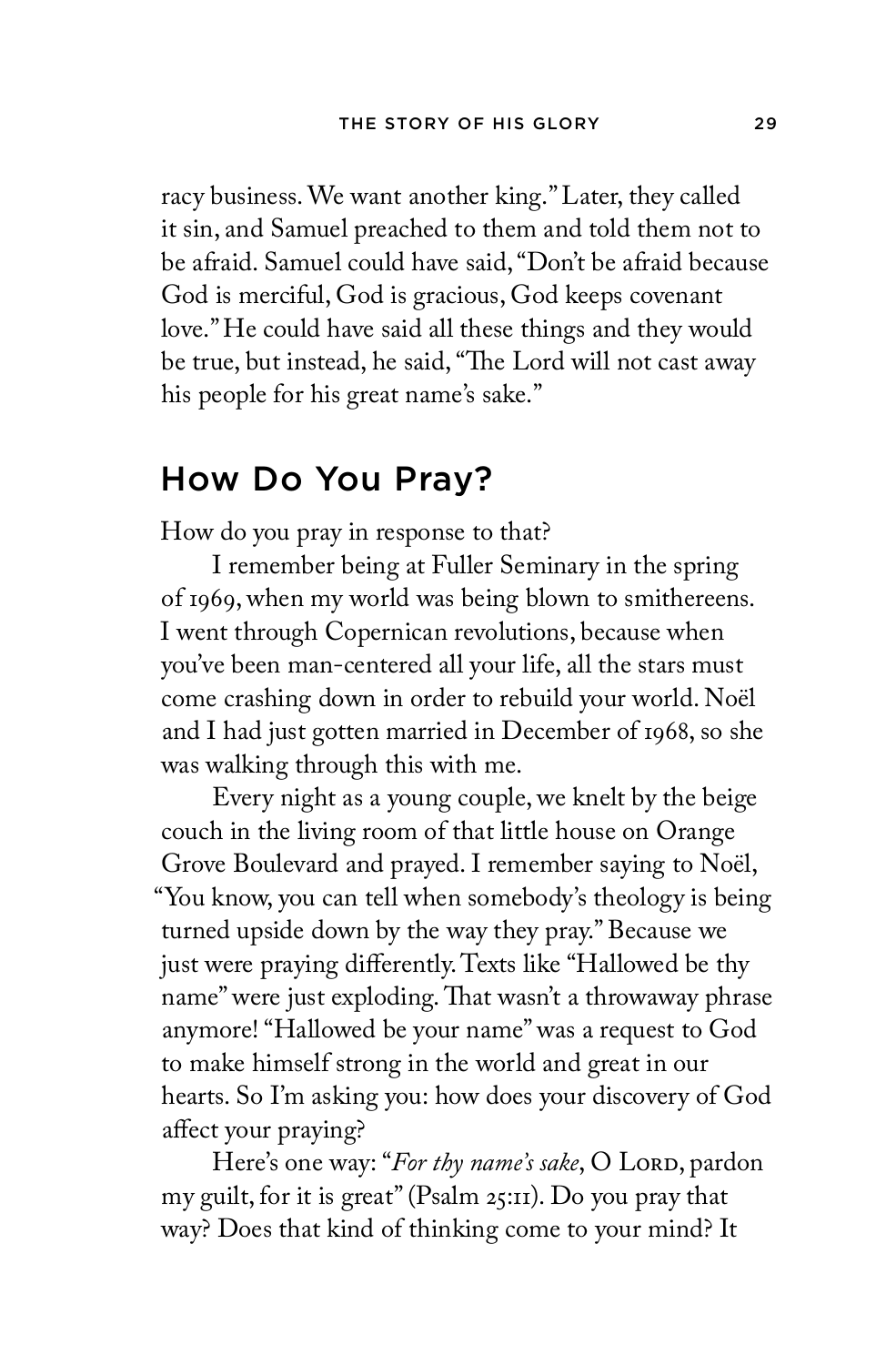racy business. We want another king." Later, they called it sin, and Samuel preached to them and told them not to be afraid. Samuel could have said, "Don't be afraid because God is merciful, God is gracious, God keeps covenant love." He could have said all these things and they would be true, but instead, he said, "The Lord will not cast away his people for his great name's sake."

## How Do You Pray?

How do you pray in response to that?

I remember being at Fuller Seminary in the spring of 1969, when my world was being blown to smithereens. I went through Copernican revolutions, because when you've been man-centered all your life, all the stars must come crashing down in order to rebuild your world. Noël and I had just gotten married in December of 1968, so she was walking through this with me.

Every night as a young couple, we knelt by the beige couch in the living room of that little house on Orange Grove Boulevard and prayed. I remember saying to Noël, "You know, you can tell when somebody's theology is being turned upside down by the way they pray." Because we just were praying differently. Texts like "Hallowed be thy name" were just exploding. That wasn't a throwaway phrase anymore! "Hallowed be your name" was a request to God to make himself strong in the world and great in our hearts. So I'm asking you: how does your discovery of God affect your praying?

Here's one way: "*For thy name's sake*, O Lord, pardon my guilt, for it is great" (Psalm 25:11). Do you pray that way? Does that kind of thinking come to your mind? It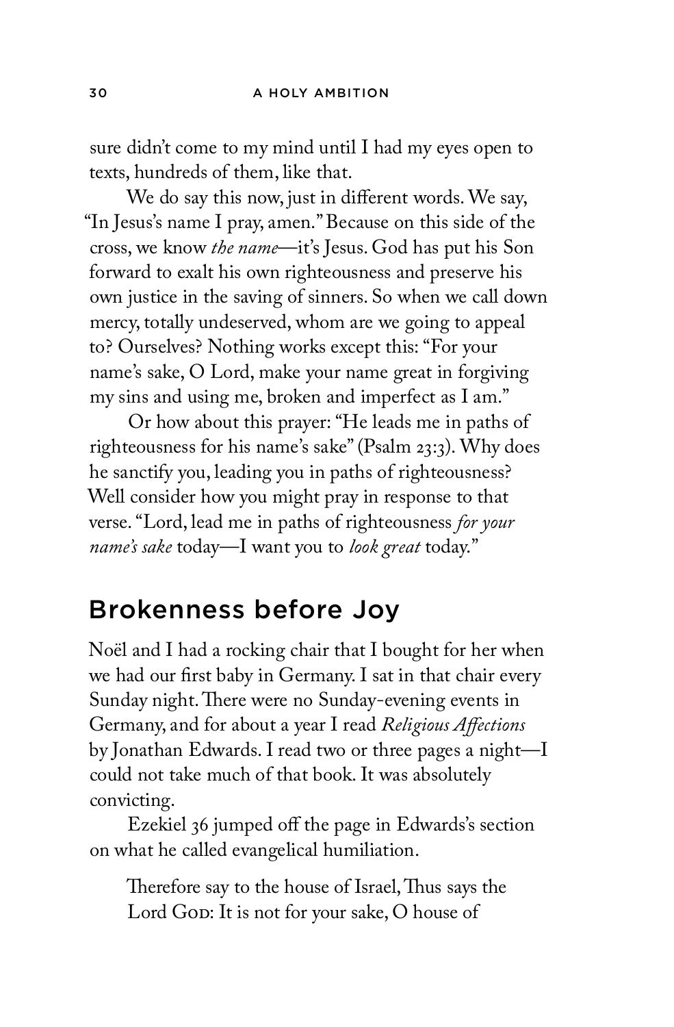sure didn't come to my mind until I had my eyes open to texts, hundreds of them, like that.

We do say this now, just in different words. We say, "In Jesus's name I pray, amen." Because on this side of the cross, we know *the name*—it's Jesus. God has put his Son forward to exalt his own righteousness and preserve his own justice in the saving of sinners. So when we call down mercy, totally undeserved, whom are we going to appeal to? Ourselves? Nothing works except this: "For your name's sake, O Lord, make your name great in forgiving my sins and using me, broken and imperfect as I am."

Or how about this prayer: "He leads me in paths of righteousness for his name's sake" (Psalm 23:3). Why does he sanctify you, leading you in paths of righteousness? Well consider how you might pray in response to that verse. "Lord, lead me in paths of righteousness *for your name's sake* today—I want you to *look great* today."

## Brokenness before Joy

Noël and I had a rocking chair that I bought for her when we had our first baby in Germany. I sat in that chair every Sunday night. There were no Sunday-evening events in Germany, and for about a year I read *Religious Affections* by Jonathan Edwards. I read two or three pages a night—I could not take much of that book. It was absolutely convicting.

Ezekiel 36 jumped off the page in Edwards's section on what he called evangelical humiliation.

> Therefore say to the house of Israel, Thus says the Lord God: It is not for your sake, O house of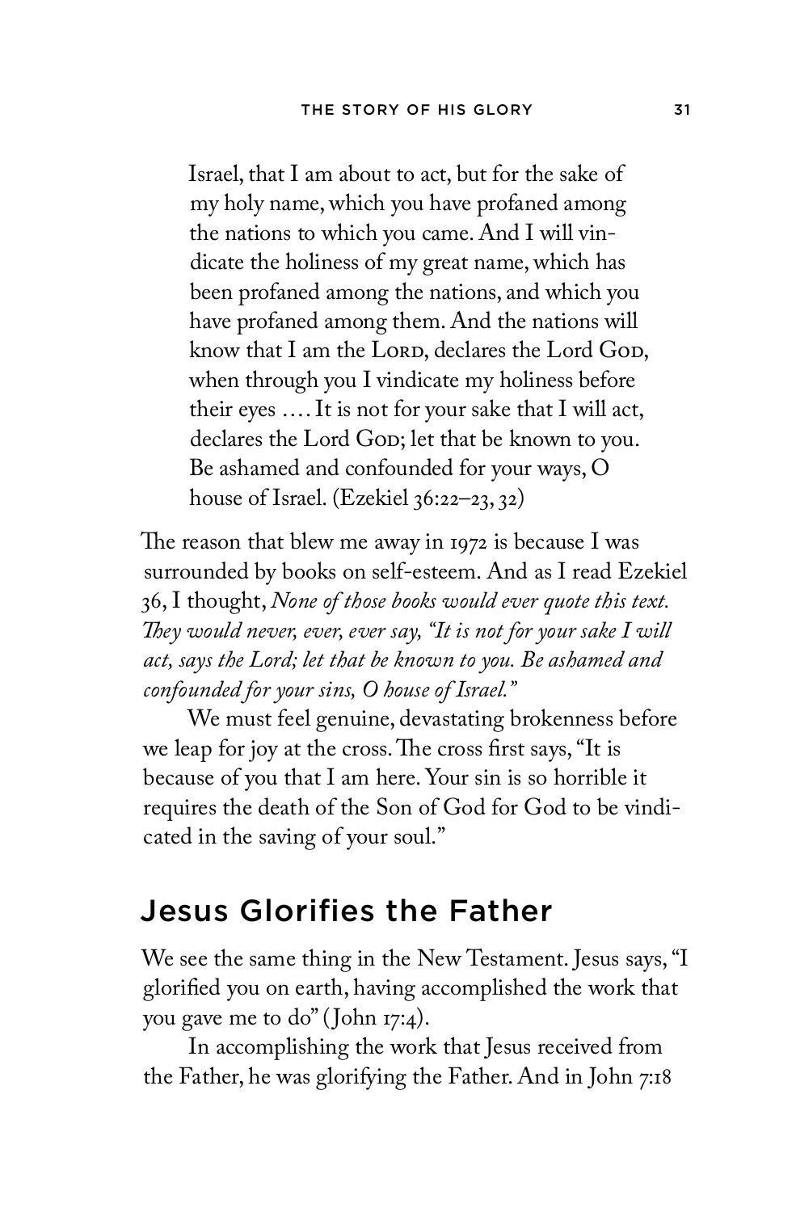> Israel, that I am about to act, but for the sake of my holy name, which you have profaned among the nations to which you came. And I will vindicate the holiness of my great name, which has been profaned among the nations, and which you have profaned among them. And the nations will know that I am the Lord, declares the Lord God, when through you I vindicate my holiness before their eyes . . . . It is not for your sake that I will act, declares the Lord God; let that be known to you. Be ashamed and confounded for your ways, O house of Israel. (Ezekiel 36:22–23, 32)

The reason that blew me away in 1972 is because I was surrounded by books on self-esteem. And as I read Ezekiel 36, I thought, *None of those books would ever quote this text. They would never, ever, ever say, "It is not for your sake I will act, says the Lord; let that be known to you. Be ashamed and confounded for your sins, O house of Israel."*

We must feel genuine, devastating brokenness before we leap for joy at the cross. The cross first says, "It is because of you that I am here. Your sin is so horrible it requires the death of the Son of God for God to be vindicated in the saving of your soul."

## Jesus Glorifies the Father

We see the same thing in the New Testament. Jesus says, "I glorified you on earth, having accomplished the work that you gave me to do" (John 17:4).

In accomplishing the work that Jesus received from the Father, he was glorifying the Father. And in John 7:18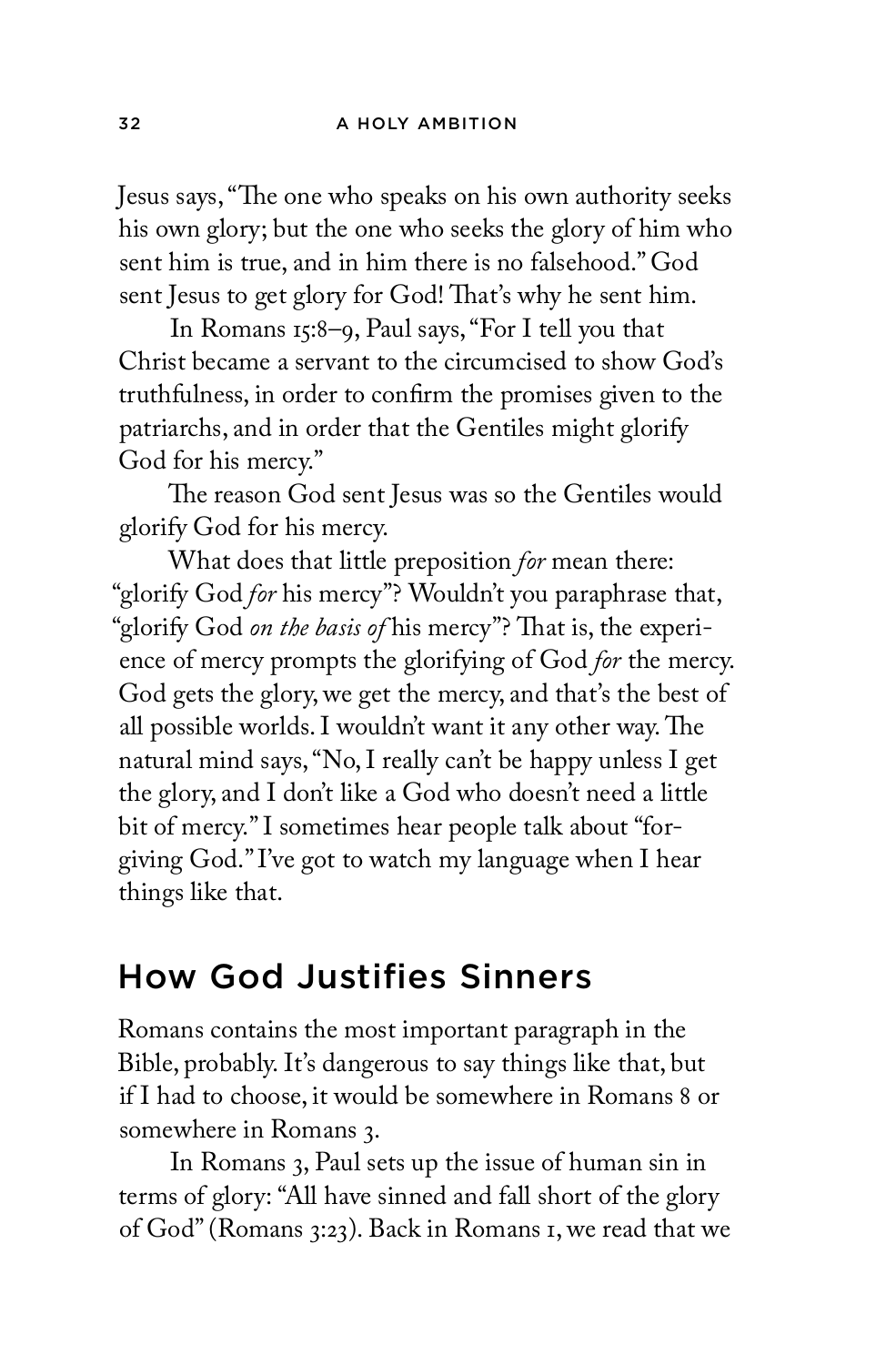Jesus says, "The one who speaks on his own authority seeks his own glory; but the one who seeks the glory of him who sent him is true, and in him there is no falsehood." God sent Jesus to get glory for God! That's why he sent him.

In Romans 15:8–9, Paul says, "For I tell you that Christ became a servant to the circumcised to show God's truthfulness, in order to confirm the promises given to the patriarchs, and in order that the Gentiles might glorify God for his mercy."

The reason God sent Jesus was so the Gentiles would glorify God for his mercy.

What does that little preposition *for* mean there: "glorify God *for* his mercy"? Wouldn't you paraphrase that, "glorify God *on the basis of* his mercy"? That is, the experience of mercy prompts the glorifying of God *for* the mercy. God gets the glory, we get the mercy, and that's the best of all possible worlds. I wouldn't want it any other way. The natural mind says, "No, I really can't be happy unless I get the glory, and I don't like a God who doesn't need a little bit of mercy." I sometimes hear people talk about "forgiving God." I've got to watch my language when I hear things like that.

## How God Justifies Sinners

Romans contains the most important paragraph in the Bible, probably. It's dangerous to say things like that, but if I had to choose, it would be somewhere in Romans 8 or somewhere in Romans 3.

In Romans 3, Paul sets up the issue of human sin in terms of glory: "All have sinned and fall short of the glory of God" (Romans 3:23). Back in Romans 1, we read that we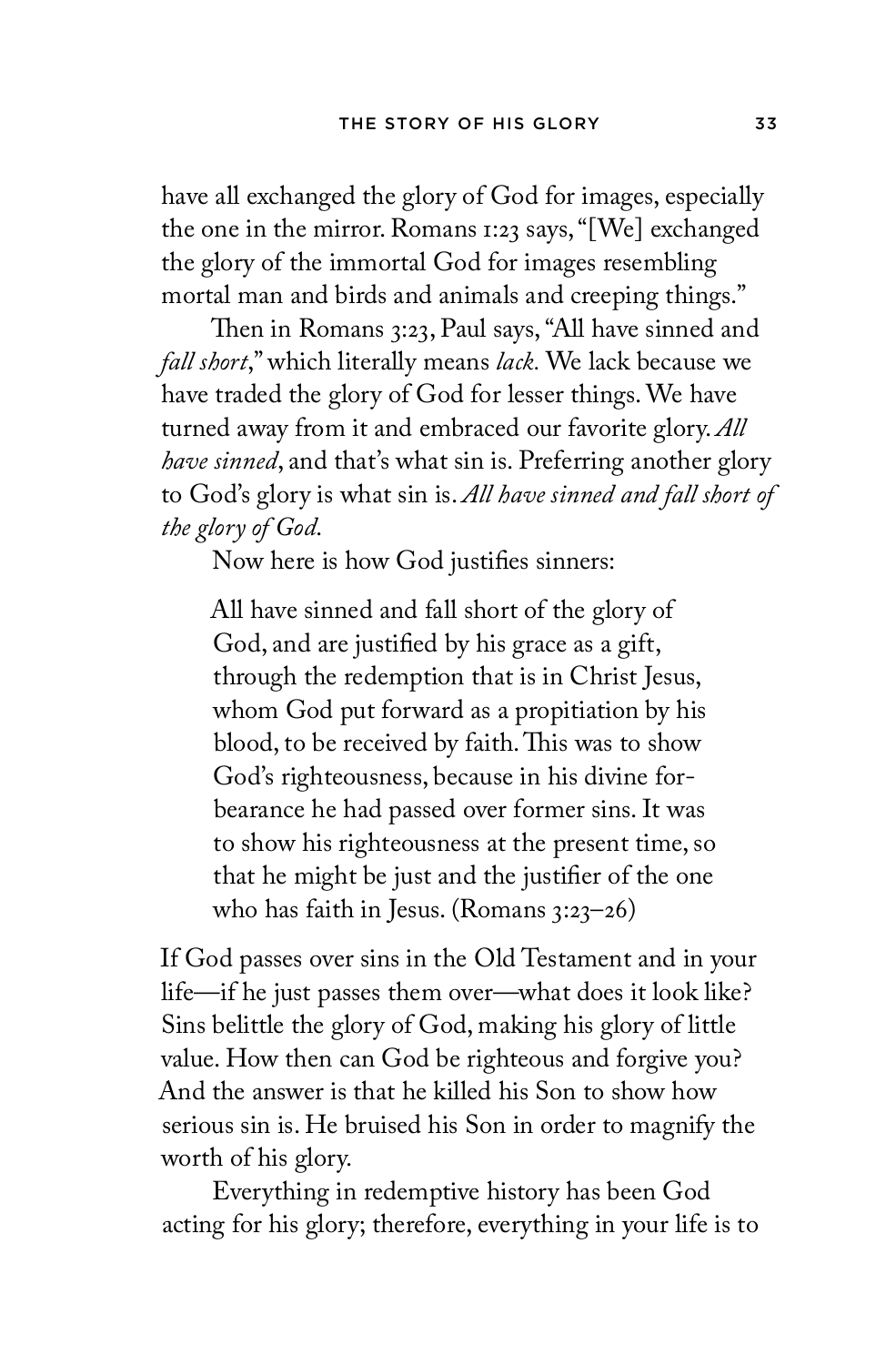have all exchanged the glory of God for images, especially the one in the mirror. Romans 1:23 says, "[We] exchanged the glory of the immortal God for images resembling mortal man and birds and animals and creeping things."

Then in Romans 3:23, Paul says, "All have sinned and *fall short*," which literally means *lack.* We lack because we have traded the glory of God for lesser things. We have turned away from it and embraced our favorite glory. *All have sinned*, and that's what sin is. Preferring another glory to God's glory is what sin is. *All have sinned and fall short of the glory of God.*

Now here is how God justifies sinners:

> All have sinned and fall short of the glory of God, and are justified by his grace as a gift, through the redemption that is in Christ Jesus, whom God put forward as a propitiation by his blood, to be received by faith. This was to show God's righteousness, because in his divine forbearance he had passed over former sins. It was to show his righteousness at the present time, so that he might be just and the justifier of the one who has faith in Jesus. (Romans 3:23–26)

If God passes over sins in the Old Testament and in your life—if he just passes them over—what does it look like? Sins belittle the glory of God, making his glory of little value. How then can God be righteous and forgive you? And the answer is that he killed his Son to show how serious sin is. He bruised his Son in order to magnify the worth of his glory.

Everything in redemptive history has been God acting for his glory; therefore, everything in your life is to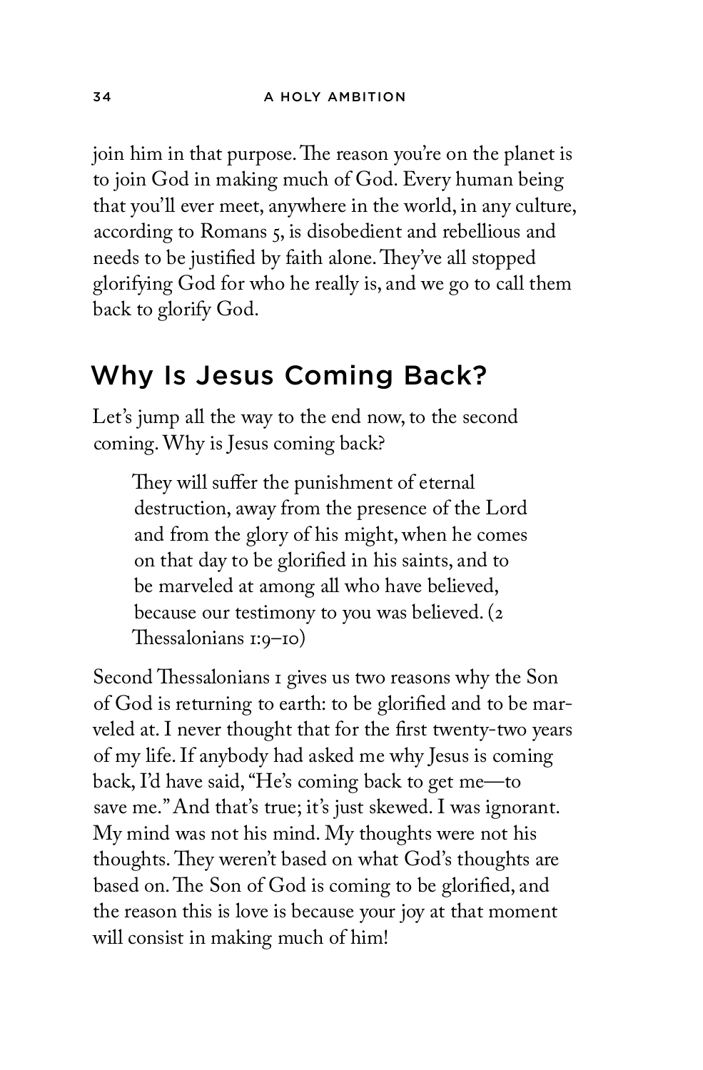join him in that purpose. The reason you're on the planet is to join God in making much of God. Every human being that you'll ever meet, anywhere in the world, in any culture, according to Romans 5, is disobedient and rebellious and needs to be justified by faith alone. They've all stopped glorifying God for who he really is, and we go to call them back to glorify God.

## Why Is Jesus Coming Back?

Let's jump all the way to the end now, to the second coming. Why is Jesus coming back?

> They will suffer the punishment of eternal destruction, away from the presence of the Lord and from the glory of his might, when he comes on that day to be glorified in his saints, and to be marveled at among all who have believed, because our testimony to you was believed. (2 Thessalonians 1:9–10)

Second Thessalonians 1 gives us two reasons why the Son of God is returning to earth: to be glorified and to be marveled at. I never thought that for the first twenty-two years of my life. If anybody had asked me why Jesus is coming back, I'd have said, "He's coming back to get me—to save me." And that's true; it's just skewed. I was ignorant. My mind was not his mind. My thoughts were not his thoughts. They weren't based on what God's thoughts are based on. The Son of God is coming to be glorified, and the reason this is love is because your joy at that moment will consist in making much of him!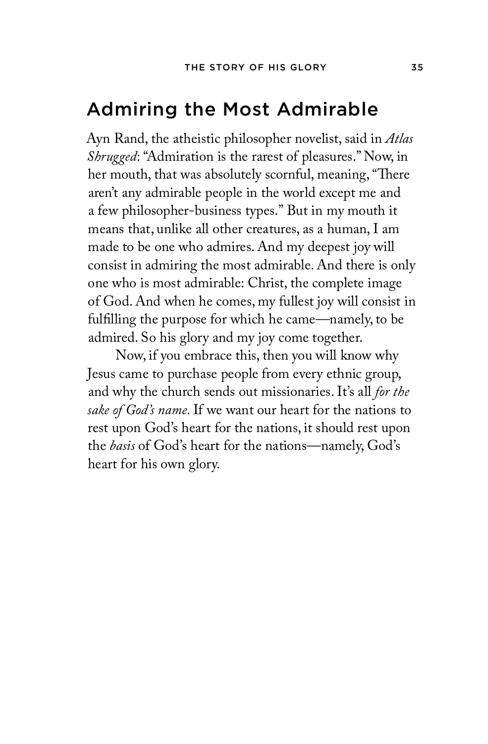## Admiring the Most Admirable

Ayn Rand, the atheistic philosopher novelist, said in *Atlas Shrugged*: "Admiration is the rarest of pleasures." Now, in her mouth, that was absolutely scornful, meaning, "There aren't any admirable people in the world except me and a few philosopher-business types." But in my mouth it means that, unlike all other creatures, as a human, I am made to be one who admires. And my deepest joy will consist in admiring the most admirable. And there is only one who is most admirable: Christ, the complete image of God. And when he comes, my fullest joy will consist in fulfilling the purpose for which he came—namely, to be admired. So his glory and my joy come together.

Now, if you embrace this, then you will know why Jesus came to purchase people from every ethnic group, and why the church sends out missionaries. It's all *for the sake of God's name*. If we want our heart for the nations to rest upon God's heart for the nations, it should rest upon the *basis* of God's heart for the nations—namely, God's heart for his own glory.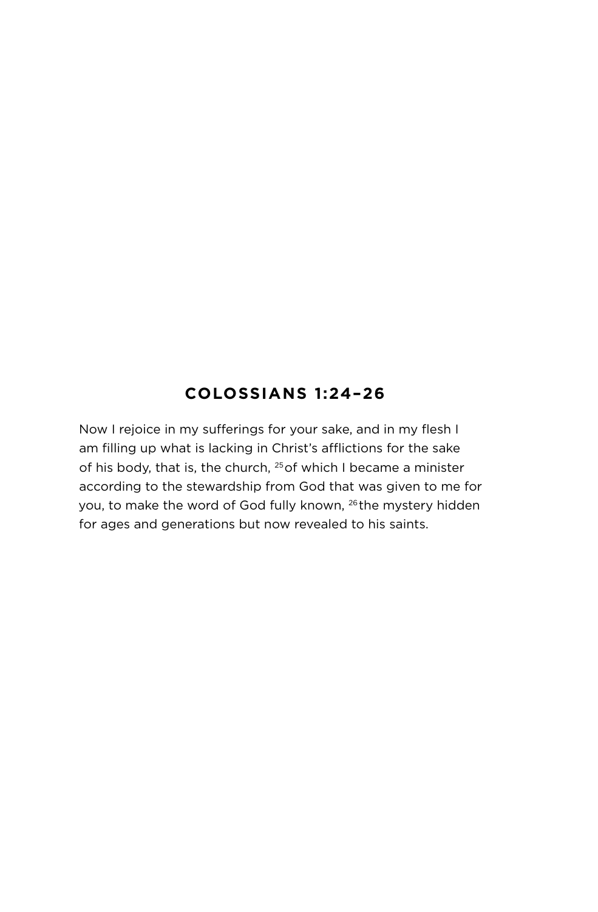## COLOSSIANS 1:24–26

Now I rejoice in my sufferings for your sake, and in my flesh I am filling up what is lacking in Christ's afflictions for the sake of his body, that is, the church, [25]of which I became a minister according to the stewardship from God that was given to me for you, to make the word of God fully known, [26]the mystery hidden for ages and generations but now revealed to his saints.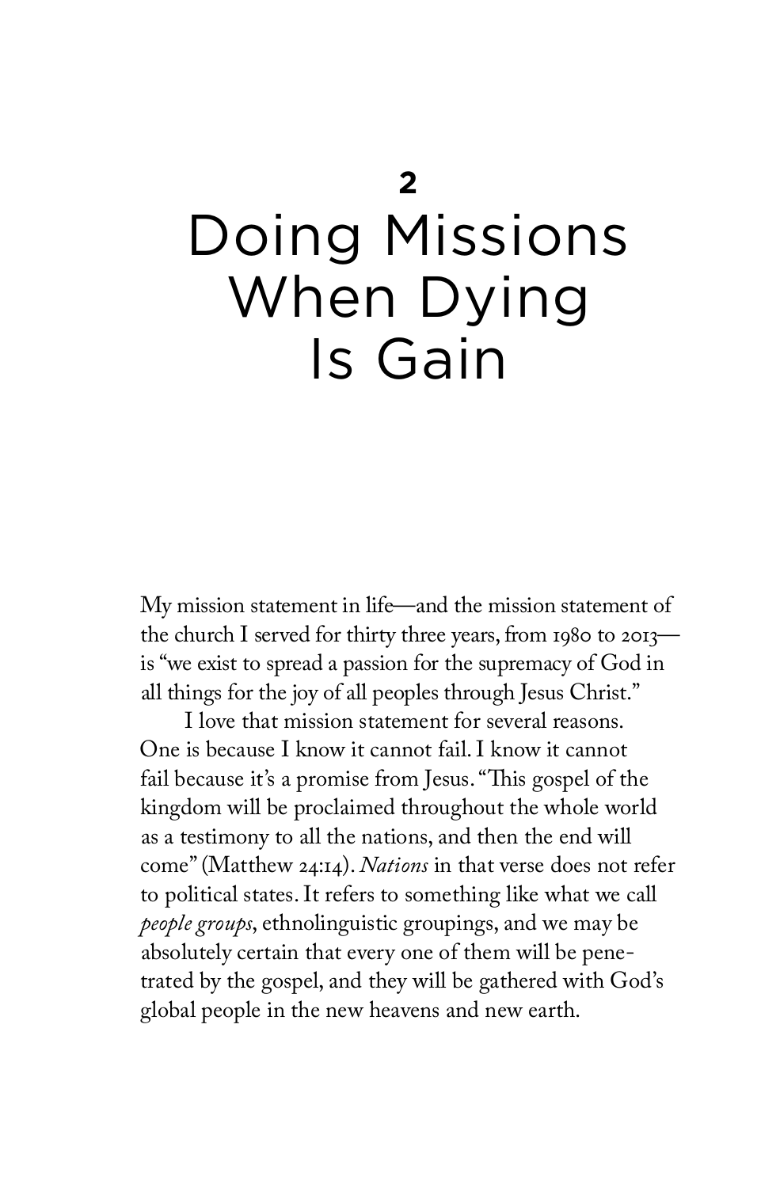# 2 Doing Missions When Dying Is Gain

My mission statement in life—and the mission statement of the church I served for thirty three years, from 1980 to 2013—is "we exist to spread a passion for the supremacy of God in all things for the joy of all peoples through Jesus Christ."

I love that mission statement for several reasons. One is because I know it cannot fail. I know it cannot fail because it's a promise from Jesus. "This gospel of the kingdom will be proclaimed throughout the whole world as a testimony to all the nations, and then the end will come" (Matthew 24:14). *Nations* in that verse does not refer to political states. It refers to something like what we call *people groups*, ethnolinguistic groupings, and we may be absolutely certain that every one of them will be penetrated by the gospel, and they will be gathered with God's global people in the new heavens and new earth.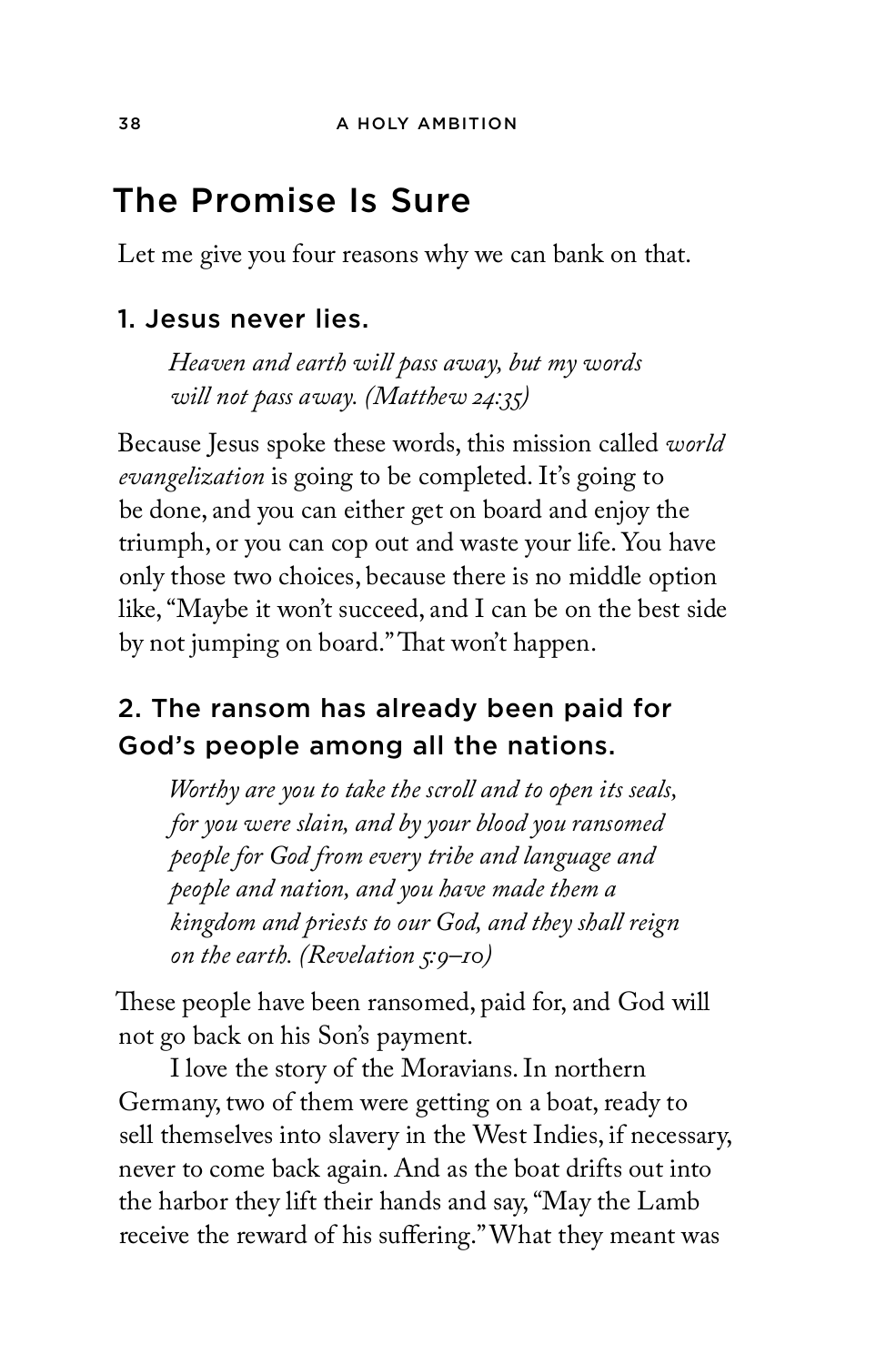## The Promise Is Sure

Let me give you four reasons why we can bank on that.

### 1. Jesus never lies.

> *Heaven and earth will pass away, but my words will not pass away. (Matthew 24:35)*

Because Jesus spoke these words, this mission called *world evangelization* is going to be completed. It's going to be done, and you can either get on board and enjoy the triumph, or you can cop out and waste your life. You have only those two choices, because there is no middle option like, "Maybe it won't succeed, and I can be on the best side by not jumping on board." That won't happen.

### 2. The ransom has already been paid for God's people among all the nations.

> *Worthy are you to take the scroll and to open its seals, for you were slain, and by your blood you ransomed people for God from every tribe and language and people and nation, and you have made them a kingdom and priests to our God, and they shall reign on the earth. (Revelation 5:9–10)*

These people have been ransomed, paid for, and God will not go back on his Son's payment.

I love the story of the Moravians. In northern Germany, two of them were getting on a boat, ready to sell themselves into slavery in the West Indies, if necessary, never to come back again. And as the boat drifts out into the harbor they lift their hands and say, "May the Lamb receive the reward of his suffering." What they meant was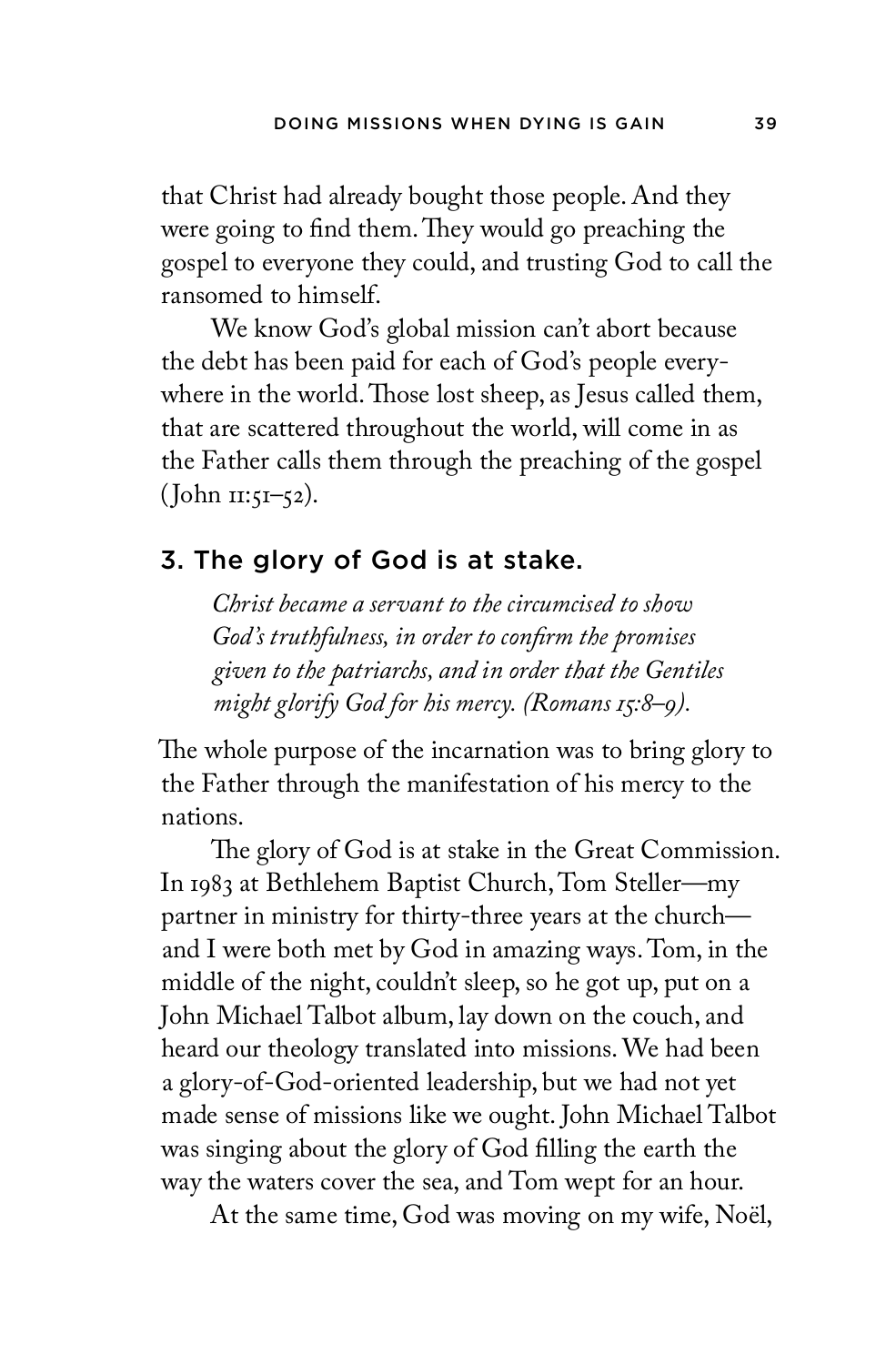that Christ had already bought those people. And they were going to find them. They would go preaching the gospel to everyone they could, and trusting God to call the ransomed to himself.

We know God's global mission can't abort because the debt has been paid for each of God's people everywhere in the world. Those lost sheep, as Jesus called them, that are scattered throughout the world, will come in as the Father calls them through the preaching of the gospel (John 11:51–52).

### 3. The glory of God is at stake.

> *Christ became a servant to the circumcised to show God's truthfulness, in order to confirm the promises given to the patriarchs, and in order that the Gentiles might glorify God for his mercy. (Romans 15:8–9).*

The whole purpose of the incarnation was to bring glory to the Father through the manifestation of his mercy to the nations.

The glory of God is at stake in the Great Commission. In 1983 at Bethlehem Baptist Church, Tom Steller—my partner in ministry for thirty-three years at the church—and I were both met by God in amazing ways. Tom, in the middle of the night, couldn't sleep, so he got up, put on a John Michael Talbot album, lay down on the couch, and heard our theology translated into missions. We had been a glory-of-God-oriented leadership, but we had not yet made sense of missions like we ought. John Michael Talbot was singing about the glory of God filling the earth the way the waters cover the sea, and Tom wept for an hour.

At the same time, God was moving on my wife, Noël,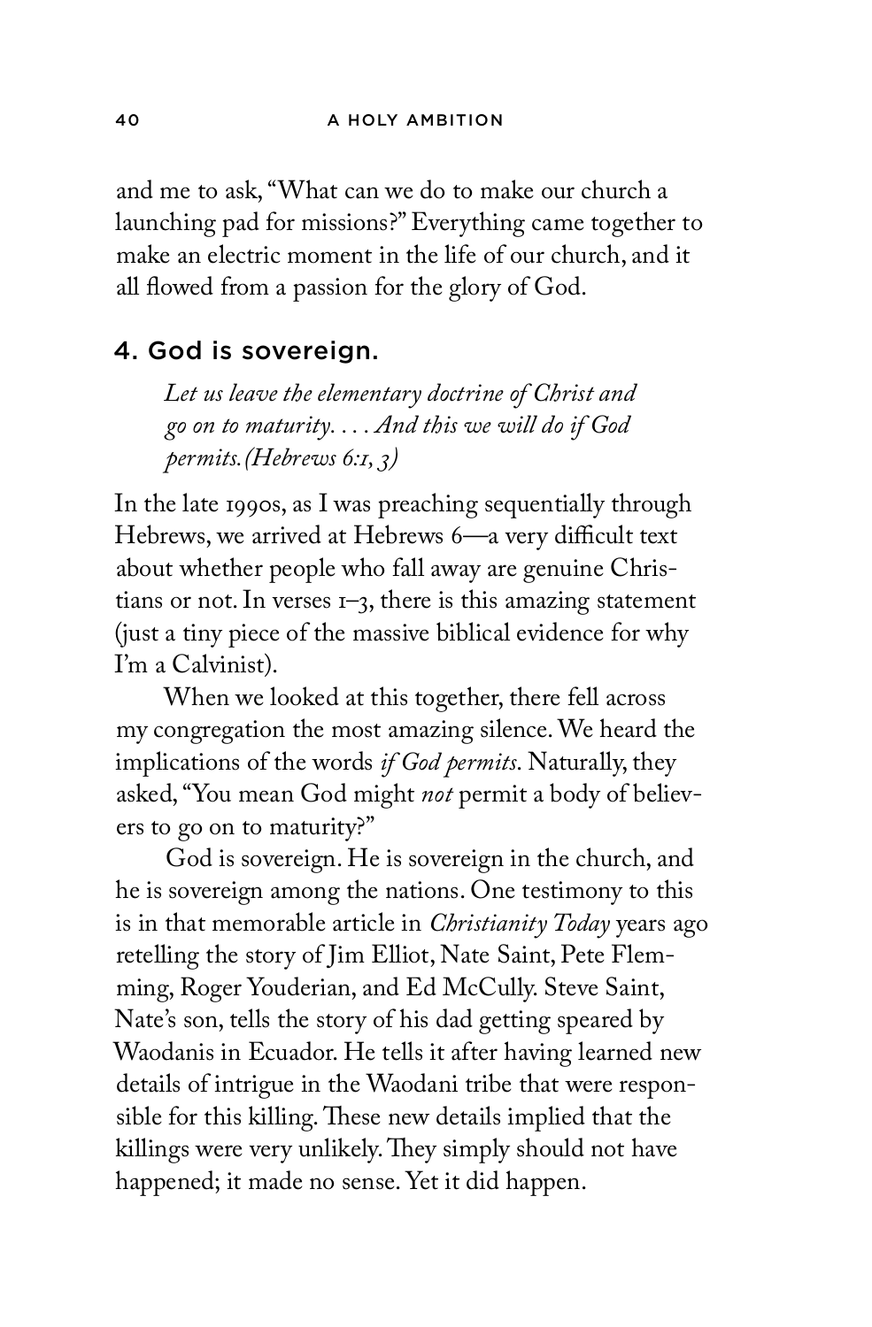and me to ask, "What can we do to make our church a launching pad for missions?" Everything came together to make an electric moment in the life of our church, and it all flowed from a passion for the glory of God.

## 4. God is sovereign.

> *Let us leave the elementary doctrine of Christ and go on to maturity. . . . And this we will do if God permits. (Hebrews 6:1, 3)*

In the late 1990s, as I was preaching sequentially through Hebrews, we arrived at Hebrews 6—a very difficult text about whether people who fall away are genuine Christians or not. In verses 1–3, there is this amazing statement (just a tiny piece of the massive biblical evidence for why I'm a Calvinist).

When we looked at this together, there fell across my congregation the most amazing silence. We heard the implications of the words *if God permits*. Naturally, they asked, "You mean God might *not* permit a body of believers to go on to maturity?"

God is sovereign. He is sovereign in the church, and he is sovereign among the nations. One testimony to this is in that memorable article in *Christianity Today* years ago retelling the story of Jim Elliot, Nate Saint, Pete Flemming, Roger Youderian, and Ed McCully. Steve Saint, Nate's son, tells the story of his dad getting speared by Waodanis in Ecuador. He tells it after having learned new details of intrigue in the Waodani tribe that were responsible for this killing. These new details implied that the killings were very unlikely. They simply should not have happened; it made no sense. Yet it did happen.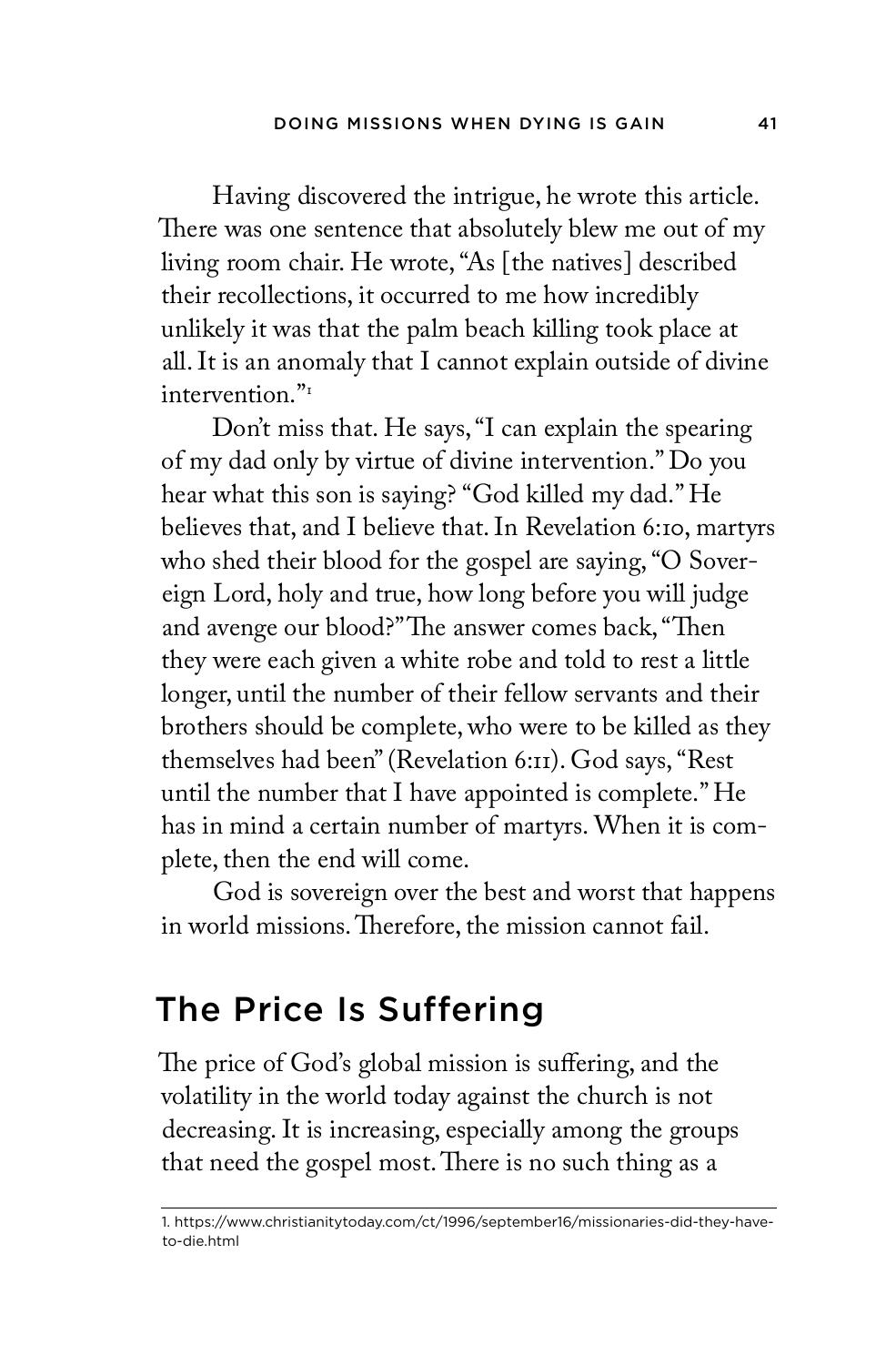Having discovered the intrigue, he wrote this article. There was one sentence that absolutely blew me out of my living room chair. He wrote, "As [the natives] described their recollections, it occurred to me how incredibly unlikely it was that the palm beach killing took place at all. It is an anomaly that I cannot explain outside of divine intervention."[1]

Don't miss that. He says, "I can explain the spearing of my dad only by virtue of divine intervention." Do you hear what this son is saying? "God killed my dad." He believes that, and I believe that. In Revelation 6:10, martyrs who shed their blood for the gospel are saying, "O Sovereign Lord, holy and true, how long before you will judge and avenge our blood?" The answer comes back, "Then they were each given a white robe and told to rest a little longer, until the number of their fellow servants and their brothers should be complete, who were to be killed as they themselves had been" (Revelation 6:11). God says, "Rest until the number that I have appointed is complete." He has in mind a certain number of martyrs. When it is complete, then the end will come.

God is sovereign over the best and worst that happens in world missions. Therefore, the mission cannot fail.

## The Price Is Suffering

The price of God's global mission is suffering, and the volatility in the world today against the church is not decreasing. It is increasing, especially among the groups that need the gospel most. There is no such thing as a

1. https://www.christianitytoday.com/ct/1996/september16/missionaries-did-they-have-to-die.html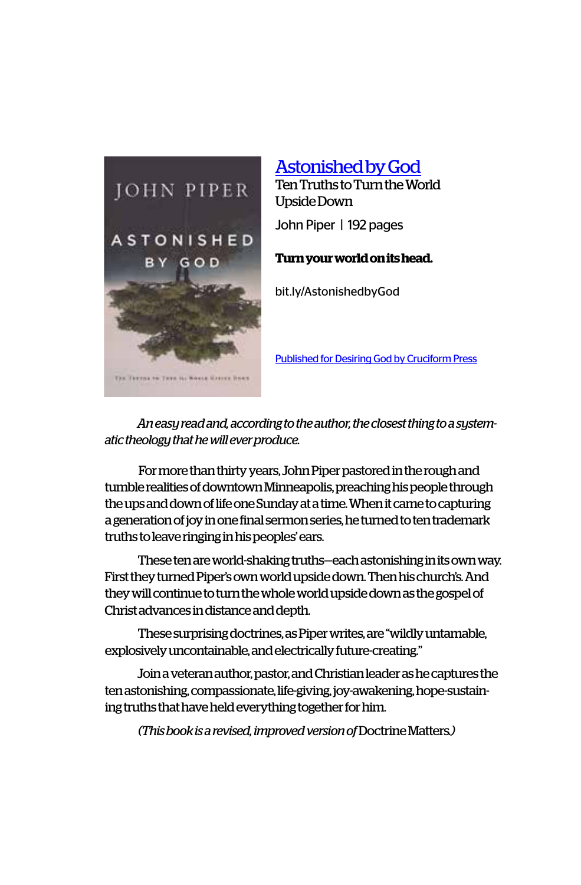## [Astonished by God](bit.ly/AstonishedbyGod)

Ten Truths to Turn the World Upside Down

John Piper | 192 pages

**Turn your world on its head.**

bit.ly/AstonishedbyGod

Published for Desiring God by Cruciform Press

*An easy read and, according to the author, the closest thing to a systematic theology that he will ever produce.*

For more than thirty years, John Piper pastored in the rough and tumble realities of downtown Minneapolis, preaching his people through the ups and down of life one Sunday at a time. When it came to capturing a generation of joy in one final sermon series, he turned to ten trademark truths to leave ringing in his peoples' ears.

These ten are world-shaking truths—each astonishing in its own way. First they turned Piper's own world upside down. Then his church's. And they will continue to turn the whole world upside down as the gospel of Christ advances in distance and depth.

These surprising doctrines, as Piper writes, are "wildly untamable, explosively uncontainable, and electrically future-creating."

Join a veteran author, pastor, and Christian leader as he captures the ten astonishing, compassionate, life-giving, joy-awakening, hope-sustaining truths that have held everything together for him.

*(This book is a revised, improved version of* Doctrine Matters.*)*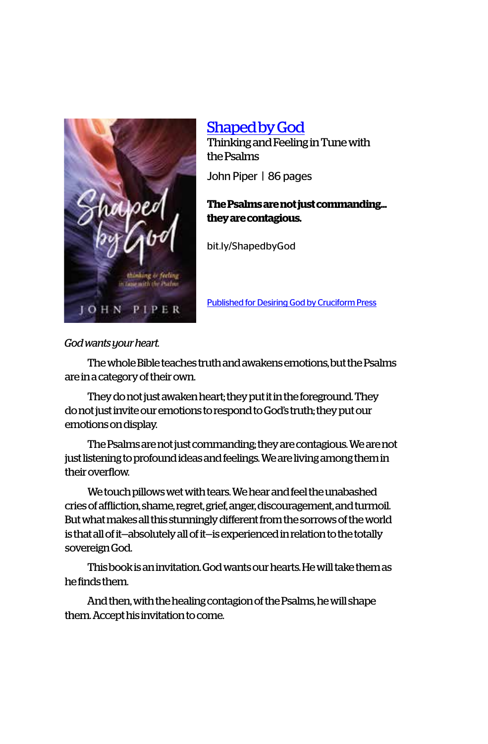## [Shaped by God](bit.ly/ShapedbyGod)

Thinking and Feeling in Tune with the Psalms

John Piper | 86 pages

**The Psalms are not just commanding... they are contagious.**

bit.ly/ShapedbyGod

Published for Desiring God by Cruciform Press

*God wants your heart.*

The whole Bible teaches truth and awakens emotions, but the Psalms are in a category of their own.

They do not just awaken heart; they put it in the foreground. They do not just invite our emotions to respond to God's truth; they put our emotions on display.

The Psalms are not just commanding; they are contagious. We are not just listening to profound ideas and feelings. We are living among them in their overflow.

We touch pillows wet with tears. We hear and feel the unabashed cries of affliction, shame, regret, grief, anger, discouragement, and turmoil. But what makes all this stunningly different from the sorrows of the world is that all of it—absolutely all of it—is experienced in relation to the totally sovereign God.

This book is an invitation. God wants our hearts. He will take them as he finds them.

And then, with the healing contagion of the Psalms, he will shape them. Accept his invitation to come.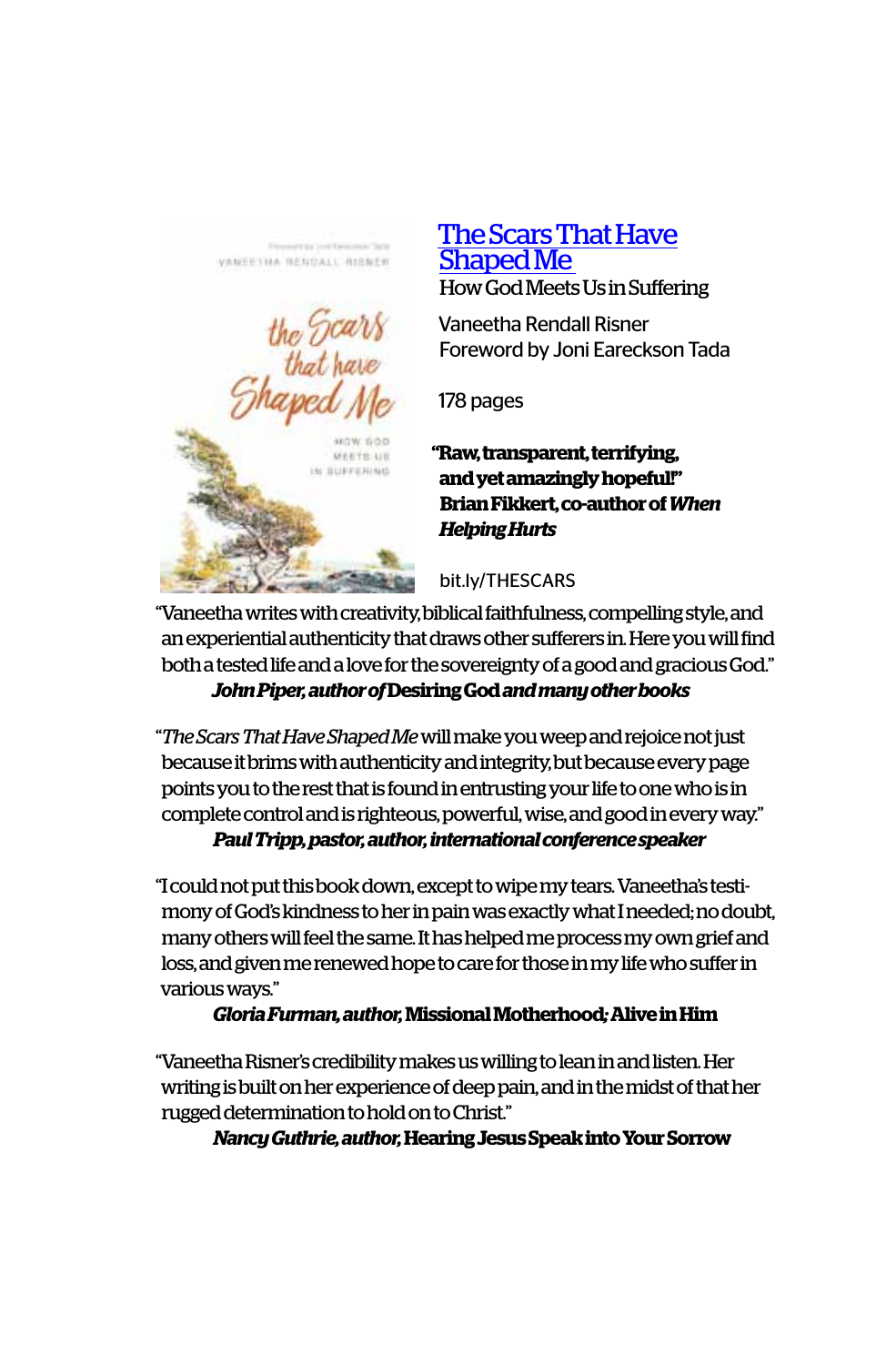## [The Scars That Have Shaped Me](bit.ly/THESCARS)

How God Meets Us in Suffering

Vaneetha Rendall Risner
Foreword by Joni Eareckson Tada

178 pages

**"Raw, transparent, terrifying, and yet amazingly hopeful!"**
**Brian Fikkert, co-author of *When Helping Hurts***

bit.ly/THESCARS

"Vaneetha writes with creativity, biblical faithfulness, compelling style, and an experiential authenticity that draws other sufferers in. Here you will find both a tested life and a love for the sovereignty of a good and gracious God."
***John Piper, author of* Desiring God *and many other books***

"*The Scars That Have Shaped Me* will make you weep and rejoice not just because it brims with authenticity and integrity, but because every page points you to the rest that is found in entrusting your life to one who is in complete control and is righteous, powerful, wise, and good in every way."
***Paul Tripp, pastor, author, international conference speaker***

"I could not put this book down, except to wipe my tears. Vaneetha's testimony of God's kindness to her in pain was exactly what I needed; no doubt, many others will feel the same. It has helped me process my own grief and loss, and given me renewed hope to care for those in my life who suffer in various ways."
***Gloria Furman, author,* Missional Motherhood; Alive in Him**

"Vaneetha Risner's credibility makes us willing to lean in and listen. Her writing is built on her experience of deep pain, and in the midst of that her rugged determination to hold on to Christ."
***Nancy Guthrie, author,* Hearing Jesus Speak into Your Sorrow**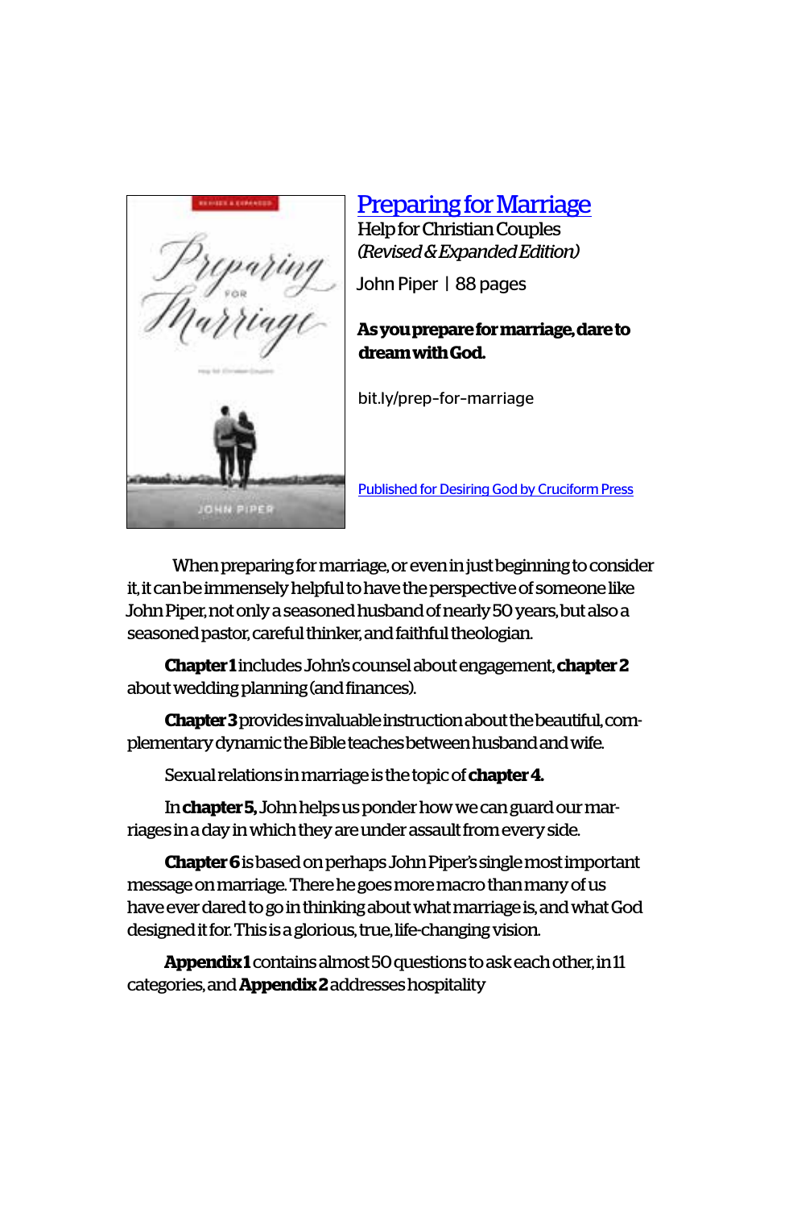## [Preparing for Marriage](bit.ly/prep-for-marriage)

Help for Christian Couples
*(Revised & Expanded Edition)*

John Piper | 88 pages

**As you prepare for marriage, dare to dream with God.**

bit.ly/prep-for-marriage

Published for Desiring God by Cruciform Press

When preparing for marriage, or even in just beginning to consider it, it can be immensely helpful to have the perspective of someone like John Piper, not only a seasoned husband of nearly 50 years, but also a seasoned pastor, careful thinker, and faithful theologian.

**Chapter 1** includes John's counsel about engagement, **chapter 2** about wedding planning (and finances).

**Chapter 3** provides invaluable instruction about the beautiful, complementary dynamic the Bible teaches between husband and wife.

Sexual relations in marriage is the topic of **chapter 4.**

In **chapter 5,** John helps us ponder how we can guard our marriages in a day in which they are under assault from every side.

**Chapter 6** is based on perhaps John Piper's single most important message on marriage. There he goes more macro than many of us have ever dared to go in thinking about what marriage is, and what God designed it for. This is a glorious, true, life-changing vision.

**Appendix 1** contains almost 50 questions to ask each other, in 11 categories, and **Appendix 2** addresses hospitality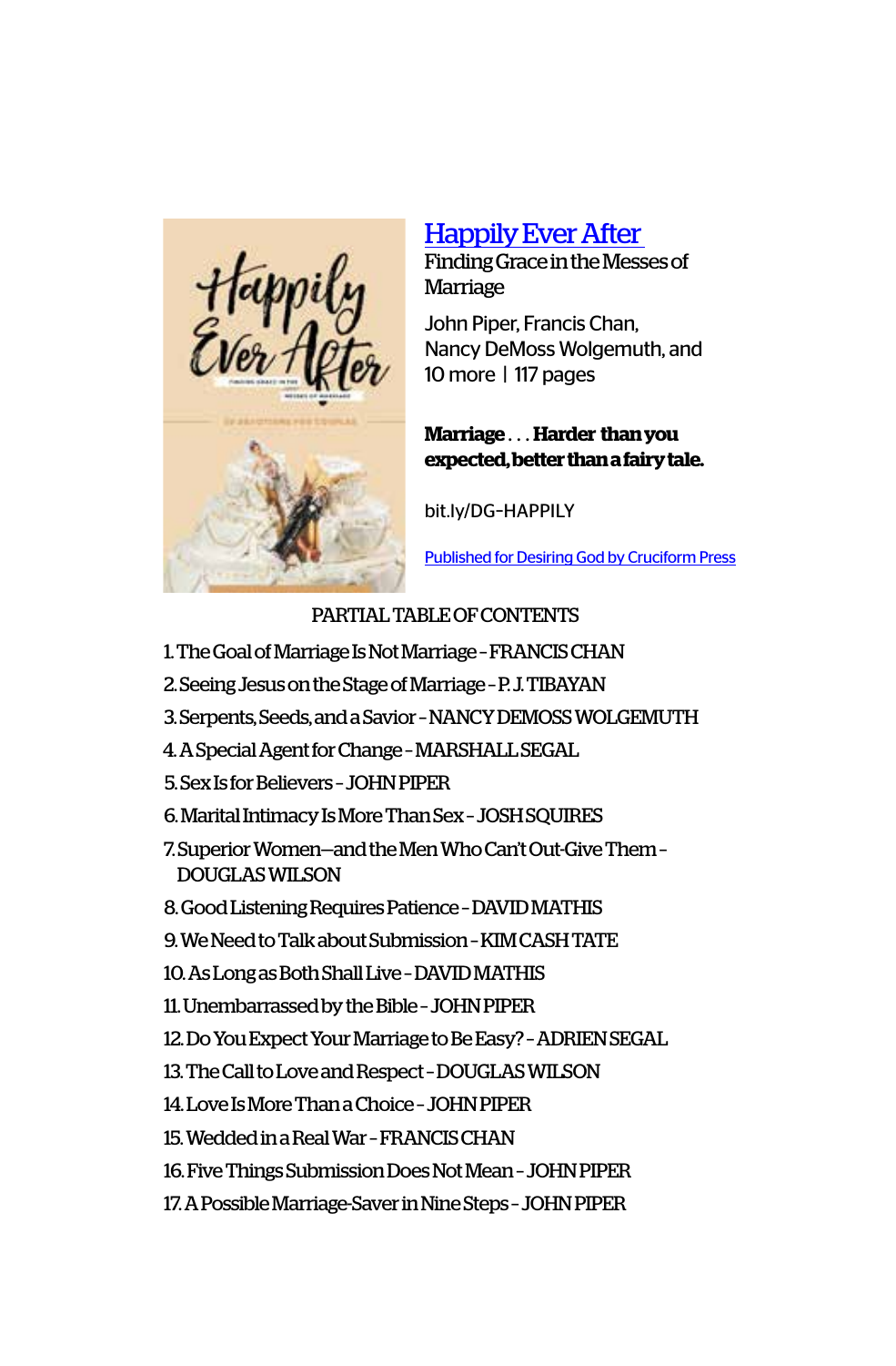## [Happily Ever After](bit.ly/DG-HAPPILY)

Finding Grace in the Messes of Marriage

John Piper, Francis Chan, Nancy DeMoss Wolgemuth, and 10 more | 117 pages

**Marriage . . . Harder than you expected, better than a fairy tale.**

bit.ly/DG-HAPPILY

Published for Desiring God by Cruciform Press

PARTIAL TABLE OF CONTENTS

1. The Goal of Marriage Is Not Marriage - FRANCIS CHAN
2. Seeing Jesus on the Stage of Marriage - P. J. TIBAYAN
3. Serpents, Seeds, and a Savior - NANCY DEMOSS WOLGEMUTH
4. A Special Agent for Change - MARSHALL SEGAL
5. Sex Is for Believers - JOHN PIPER
6. Marital Intimacy Is More Than Sex - JOSH SQUIRES
7. Superior Women—and the Men Who Can't Out-Give Them - DOUGLAS WILSON
8. Good Listening Requires Patience - DAVID MATHIS
9. We Need to Talk about Submission - KIM CASH TATE
10. As Long as Both Shall Live - DAVID MATHIS
11. Unembarrassed by the Bible - JOHN PIPER
12. Do You Expect Your Marriage to Be Easy? - ADRIEN SEGAL
13. The Call to Love and Respect - DOUGLAS WILSON
14. Love Is More Than a Choice - JOHN PIPER
15. Wedded in a Real War - FRANCIS CHAN
16. Five Things Submission Does Not Mean - JOHN PIPER
17. A Possible Marriage-Saver in Nine Steps - JOHN PIPER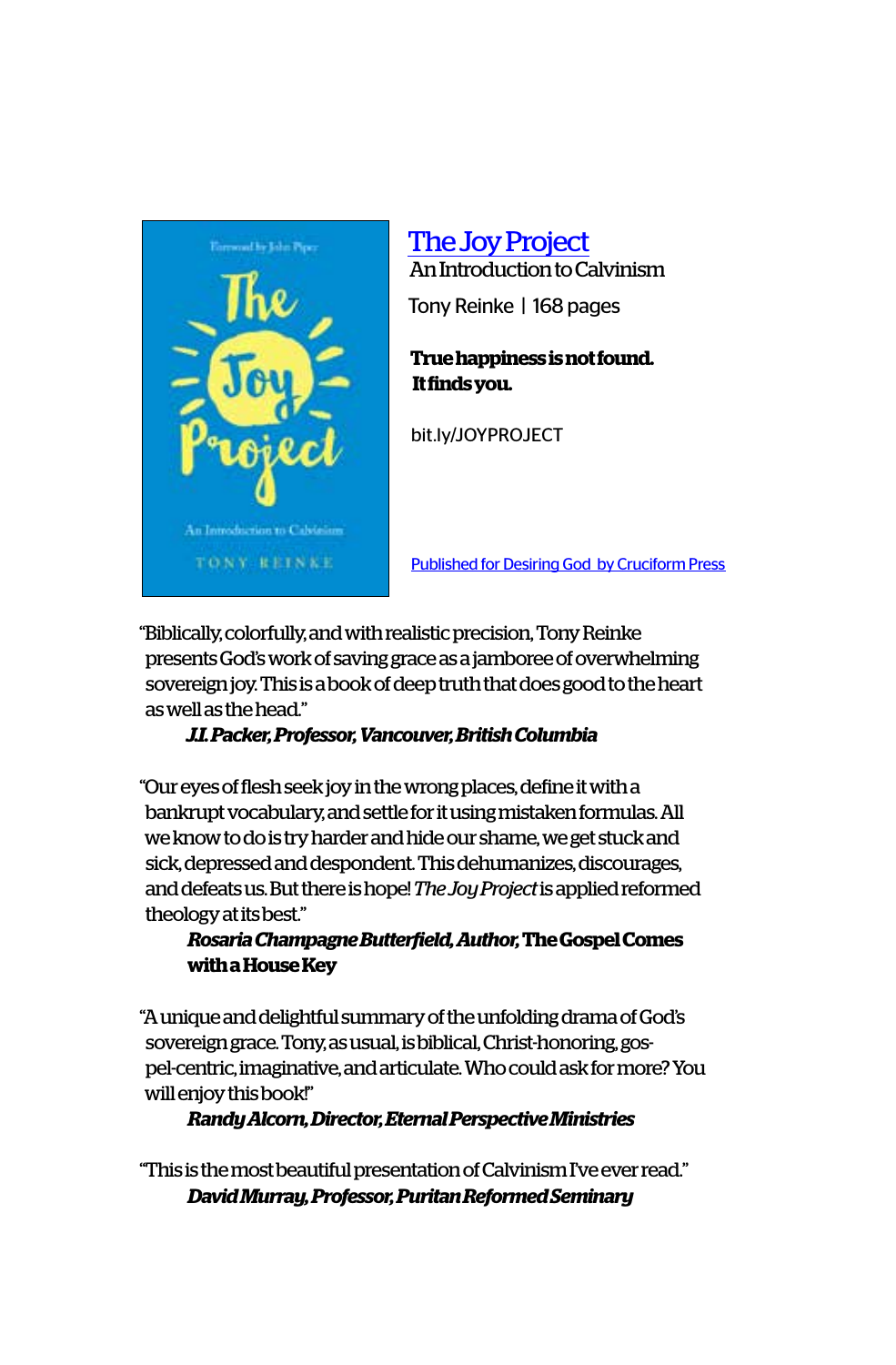# The Joy Project

An Introduction to Calvinism

Tony Reinke | 168 pages

**True happiness is not found. It finds you.**

bit.ly/JOYPROJECT

Published for Desiring God by Cruciform Press

"Biblically, colorfully, and with realistic precision, Tony Reinke presents God's work of saving grace as a jamboree of overwhelming sovereign joy. This is a book of deep truth that does good to the heart as well as the head."

***J.I. Packer, Professor, Vancouver, British Columbia***

"Our eyes of flesh seek joy in the wrong places, define it with a bankrupt vocabulary, and settle for it using mistaken formulas. All we know to do is try harder and hide our shame, we get stuck and sick, depressed and despondent. This dehumanizes, discourages, and defeats us. But there is hope! *The Joy Project* is applied reformed theology at its best."

***Rosaria Champagne Butterfield, Author,* The Gospel Comes with a House Key**

"A unique and delightful summary of the unfolding drama of God's sovereign grace. Tony, as usual, is biblical, Christ-honoring, gospel-centric, imaginative, and articulate. Who could ask for more? You will enjoy this book!"

***Randy Alcorn, Director, Eternal Perspective Ministries***

"This is the most beautiful presentation of Calvinism I've ever read."

***David Murray, Professor, Puritan Reformed Seminary***